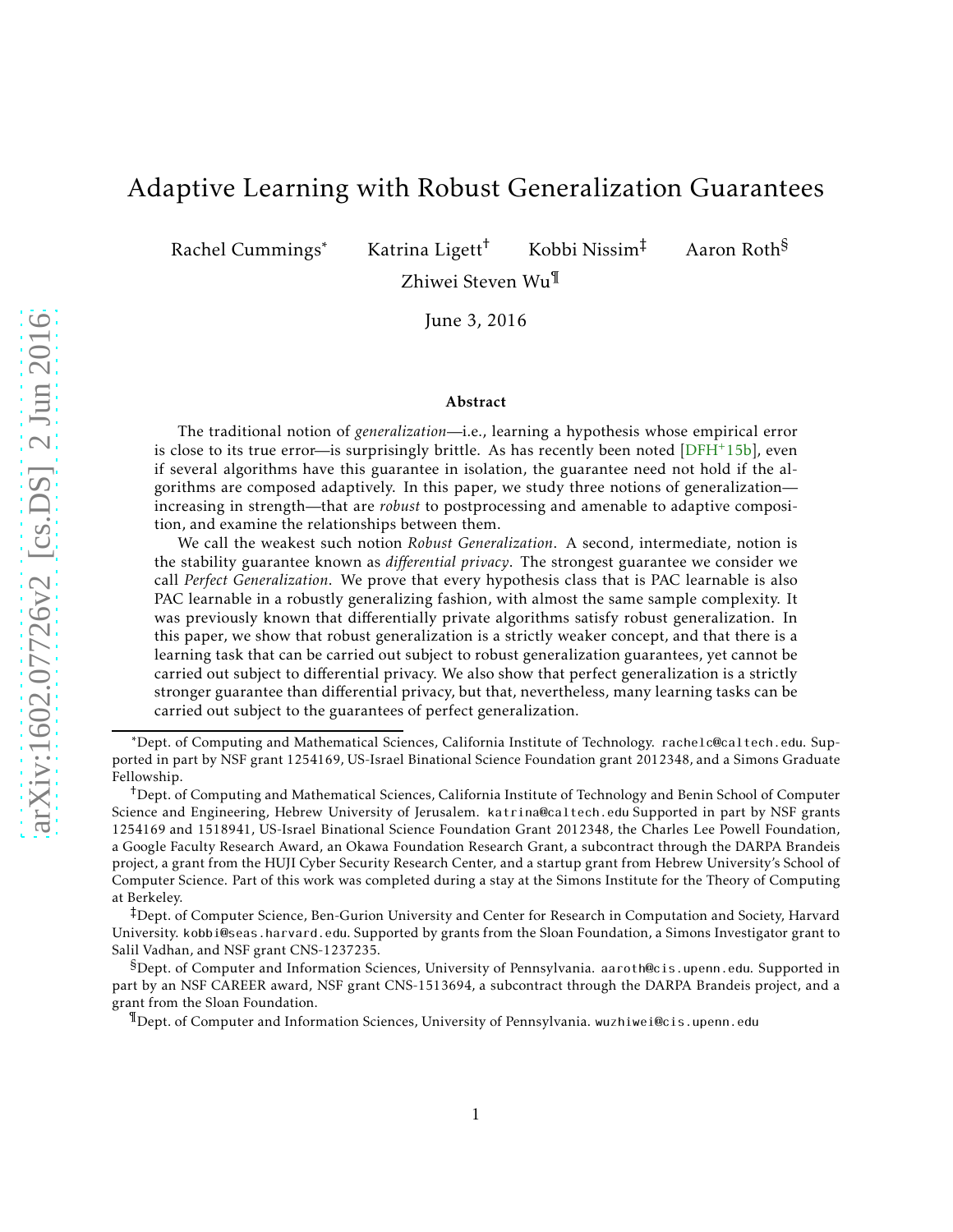# Adaptive Learning with Robust Generalization Guarantees

Rachel Cummings[*] Katrina Ligett[†] Kobbi Nissim[‡] Aaron Roth[§]

Zhiwei Steven Wu[¶]

June 3, 2016

### Abstract

The traditional notion of *generalization*—i.e., learning a hypothesis whose empirical error is close to its true error—is surprisingly brittle. As has recently been noted [DFH+15b], even if several algorithms have this guarantee in isolation, the guarantee need not hold if the algorithms are composed adaptively. In this paper, we study three notions of generalization—increasing in strength—that are *robust* to postprocessing and amenable to adaptive composition, and examine the relationships between them.

We call the weakest such notion *Robust Generalization*. A second, intermediate, notion is the stability guarantee known as *differential privacy*. The strongest guarantee we consider we call *Perfect Generalization*. We prove that every hypothesis class that is PAC learnable is also PAC learnable in a robustly generalizing fashion, with almost the same sample complexity. It was previously known that differentially private algorithms satisfy robust generalization. In this paper, we show that robust generalization is a strictly weaker concept, and that there is a learning task that can be carried out subject to robust generalization guarantees, yet cannot be carried out subject to differential privacy. We also show that perfect generalization is a strictly stronger guarantee than differential privacy, but that, nevertheless, many learning tasks can be carried out subject to the guarantees of perfect generalization.

---

[*]Dept. of Computing and Mathematical Sciences, California Institute of Technology. rachelc@caltech.edu. Supported in part by NSF grant 1254169, US-Israel Binational Science Foundation grant 2012348, and a Simons Graduate Fellowship.

[†]Dept. of Computing and Mathematical Sciences, California Institute of Technology and Benin School of Computer Science and Engineering, Hebrew University of Jerusalem. katrina@caltech.edu Supported in part by NSF grants 1254169 and 1518941, US-Israel Binational Science Foundation Grant 2012348, the Charles Lee Powell Foundation, a Google Faculty Research Award, an Okawa Foundation Research Grant, a subcontract through the DARPA Brandeis project, a grant from the HUJI Cyber Security Research Center, and a startup grant from Hebrew University's School of Computer Science. Part of this work was completed during a stay at the Simons Institute for the Theory of Computing at Berkeley.

[‡]Dept. of Computer Science, Ben-Gurion University and Center for Research in Computation and Society, Harvard University. kobbi@seas.harvard.edu. Supported by grants from the Sloan Foundation, a Simons Investigator grant to Salil Vadhan, and NSF grant CNS-1237235.

[§]Dept. of Computer and Information Sciences, University of Pennsylvania. aaroth@cis.upenn.edu. Supported in part by an NSF CAREER award, NSF grant CNS-1513694, a subcontract through the DARPA Brandeis project, and a grant from the Sloan Foundation.

[¶]Dept. of Computer and Information Sciences, University of Pennsylvania. wuzhiwei@cis.upenn.edu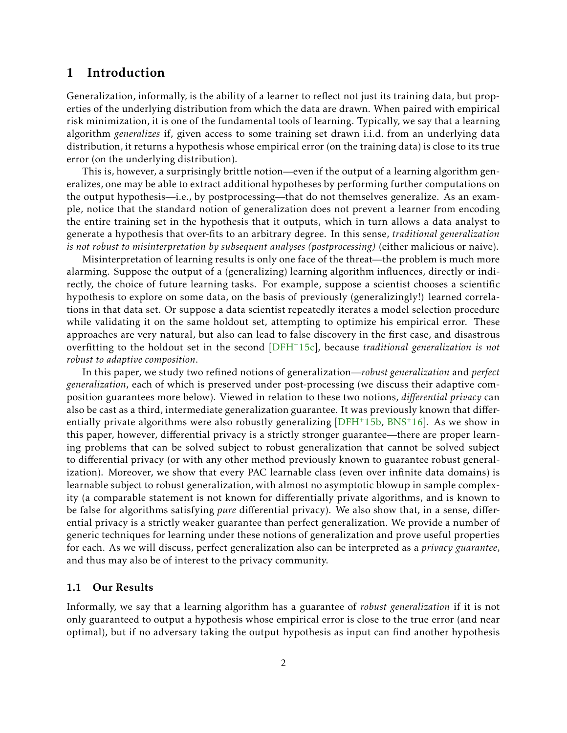## 1 Introduction

Generalization, informally, is the ability of a learner to reflect not just its training data, but properties of the underlying distribution from which the data are drawn. When paired with empirical risk minimization, it is one of the fundamental tools of learning. Typically, we say that a learning algorithm *generalizes* if, given access to some training set drawn i.i.d. from an underlying data distribution, it returns a hypothesis whose empirical error (on the training data) is close to its true error (on the underlying distribution).

This is, however, a surprisingly brittle notion—even if the output of a learning algorithm generalizes, one may be able to extract additional hypotheses by performing further computations on the output hypothesis—i.e., by postprocessing—that do not themselves generalize. As an example, notice that the standard notion of generalization does not prevent a learner from encoding the entire training set in the hypothesis that it outputs, which in turn allows a data analyst to generate a hypothesis that over-fits to an arbitrary degree. In this sense, *traditional generalization is not robust to misinterpretation by subsequent analyses (postprocessing)* (either malicious or naive).

Misinterpretation of learning results is only one face of the threat—the problem is much more alarming. Suppose the output of a (generalizing) learning algorithm influences, directly or indirectly, the choice of future learning tasks. For example, suppose a scientist chooses a scientific hypothesis to explore on some data, on the basis of previously (generalizingly!) learned correlations in that data set. Or suppose a data scientist repeatedly iterates a model selection procedure while validating it on the same holdout set, attempting to optimize his empirical error. These approaches are very natural, but also can lead to false discovery in the first case, and disastrous overfitting to the holdout set in the second [DFH+15c], because *traditional generalization is not robust to adaptive composition*.

In this paper, we study two refined notions of generalization—*robust generalization* and *perfect generalization*, each of which is preserved under post-processing (we discuss their adaptive composition guarantees more below). Viewed in relation to these two notions, *differential privacy* can also be cast as a third, intermediate generalization guarantee. It was previously known that differentially private algorithms were also robustly generalizing [DFH+15b, BNS+16]. As we show in this paper, however, differential privacy is a strictly stronger guarantee—there are proper learning problems that can be solved subject to robust generalization that cannot be solved subject to differential privacy (or with any other method previously known to guarantee robust generalization). Moreover, we show that every PAC learnable class (even over infinite data domains) is learnable subject to robust generalization, with almost no asymptotic blowup in sample complexity (a comparable statement is not known for differentially private algorithms, and is known to be false for algorithms satisfying *pure* differential privacy). We also show that, in a sense, differential privacy is a strictly weaker guarantee than perfect generalization. We provide a number of generic techniques for learning under these notions of generalization and prove useful properties for each. As we will discuss, perfect generalization also can be interpreted as a *privacy guarantee*, and thus may also be of interest to the privacy community.

### 1.1 Our Results

Informally, we say that a learning algorithm has a guarantee of *robust generalization* if it is not only guaranteed to output a hypothesis whose empirical error is close to the true error (and near optimal), but if no adversary taking the output hypothesis as input can find another hypothesis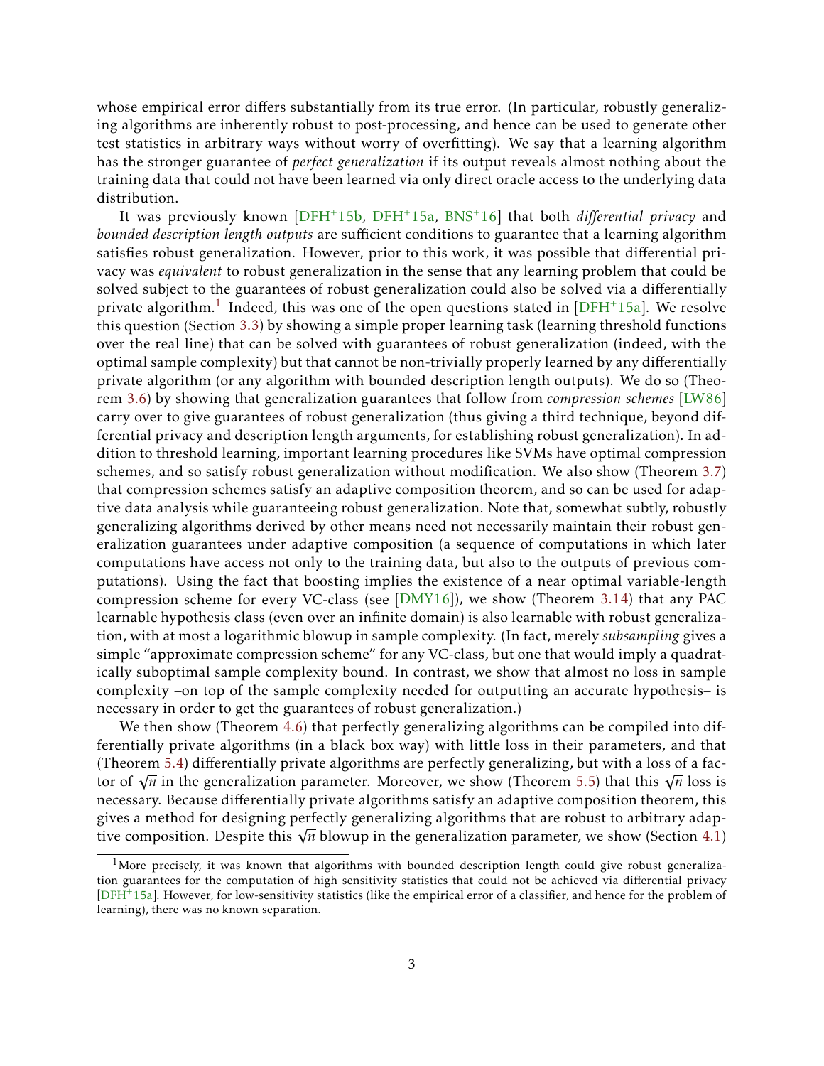whose empirical error differs substantially from its true error. (In particular, robustly generalizing algorithms are inherently robust to post-processing, and hence can be used to generate other test statistics in arbitrary ways without worry of overfitting). We say that a learning algorithm has the stronger guarantee of *perfect generalization* if its output reveals almost nothing about the training data that could not have been learned via only direct oracle access to the underlying data distribution.

It was previously known [DFH+15b, DFH+15a, BNS+16] that both *differential privacy* and *bounded description length outputs* are sufficient conditions to guarantee that a learning algorithm satisfies robust generalization. However, prior to this work, it was possible that differential privacy was *equivalent* to robust generalization in the sense that any learning problem that could be solved subject to the guarantees of robust generalization could also be solved via a differentially private algorithm.[1] Indeed, this was one of the open questions stated in [DFH+15a]. We resolve this question (Section 3.3) by showing a simple proper learning task (learning threshold functions over the real line) that can be solved with guarantees of robust generalization (indeed, with the optimal sample complexity) but that cannot be non-trivially properly learned by any differentially private algorithm (or any algorithm with bounded description length outputs). We do so (Theorem 3.6) by showing that generalization guarantees that follow from *compression schemes* [LW86] carry over to give guarantees of robust generalization (thus giving a third technique, beyond differential privacy and description length arguments, for establishing robust generalization). In addition to threshold learning, important learning procedures like SVMs have optimal compression schemes, and so satisfy robust generalization without modification. We also show (Theorem 3.7) that compression schemes satisfy an adaptive composition theorem, and so can be used for adaptive data analysis while guaranteeing robust generalization. Note that, somewhat subtly, robustly generalizing algorithms derived by other means need not necessarily maintain their robust generalization guarantees under adaptive composition (a sequence of computations in which later computations have access not only to the training data, but also to the outputs of previous computations). Using the fact that boosting implies the existence of a near optimal variable-length compression scheme for every VC-class (see [DMY16]), we show (Theorem 3.14) that any PAC learnable hypothesis class (even over an infinite domain) is also learnable with robust generalization, with at most a logarithmic blowup in sample complexity. (In fact, merely *subsampling* gives a simple "approximate compression scheme" for any VC-class, but one that would imply a quadratically suboptimal sample complexity bound. In contrast, we show that almost no loss in sample complexity –on top of the sample complexity needed for outputting an accurate hypothesis– is necessary in order to get the guarantees of robust generalization.)

We then show (Theorem 4.6) that perfectly generalizing algorithms can be compiled into differentially private algorithms (in a black box way) with little loss in their parameters, and that (Theorem 5.4) differentially private algorithms are perfectly generalizing, but with a loss of a factor of $\sqrt{n}$ in the generalization parameter. Moreover, we show (Theorem 5.5) that this $\sqrt{n}$ loss is necessary. Because differentially private algorithms satisfy an adaptive composition theorem, this gives a method for designing perfectly generalizing algorithms that are robust to arbitrary adaptive composition. Despite this $\sqrt{n}$ blowup in the generalization parameter, we show (Section 4.1)

[1] More precisely, it was known that algorithms with bounded description length could give robust generalization guarantees for the computation of high sensitivity statistics that could not be achieved via differential privacy [DFH+15a]. However, for low-sensitivity statistics (like the empirical error of a classifier, and hence for the problem of learning), there was no known separation.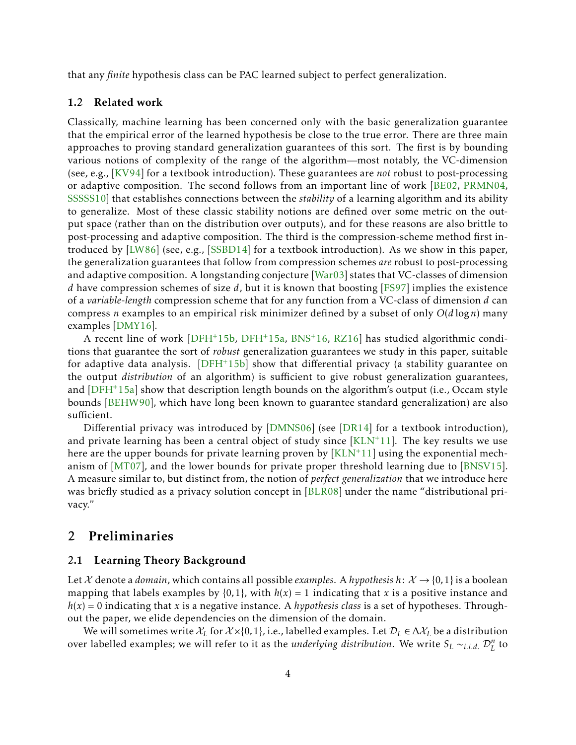that any *finite* hypothesis class can be PAC learned subject to perfect generalization.

### 1.2 Related work

Classically, machine learning has been concerned only with the basic generalization guarantee that the empirical error of the learned hypothesis be close to the true error. There are three main approaches to proving standard generalization guarantees of this sort. The first is by bounding various notions of complexity of the range of the algorithm—most notably, the VC-dimension (see, e.g., [KV94] for a textbook introduction). These guarantees are *not* robust to post-processing or adaptive composition. The second follows from an important line of work [BE02, PRMN04, SSSSS10] that establishes connections between the *stability* of a learning algorithm and its ability to generalize. Most of these classic stability notions are defined over some metric on the output space (rather than on the distribution over outputs), and for these reasons are also brittle to post-processing and adaptive composition. The third is the compression-scheme method first introduced by [LW86] (see, e.g., [SSBD14] for a textbook introduction). As we show in this paper, the generalization guarantees that follow from compression schemes *are* robust to post-processing and adaptive composition. A longstanding conjecture [War03] states that VC-classes of dimension $d$ have compression schemes of size $d$, but it is known that boosting [FS97] implies the existence of a *variable-length* compression scheme that for any function from a VC-class of dimension $d$ can compress $n$ examples to an empirical risk minimizer defined by a subset of only $O(d \log n)$ many examples [DMY16].

A recent line of work [DFH+15b, DFH+15a, BNS+16, RZ16] has studied algorithmic conditions that guarantee the sort of *robust* generalization guarantees we study in this paper, suitable for adaptive data analysis. [DFH+15b] show that differential privacy (a stability guarantee on the output *distribution* of an algorithm) is sufficient to give robust generalization guarantees, and [DFH+15a] show that description length bounds on the algorithm's output (i.e., Occam style bounds [BEHW90], which have long been known to guarantee standard generalization) are also sufficient.

Differential privacy was introduced by [DMNS06] (see [DR14] for a textbook introduction), and private learning has been a central object of study since [KLN+11]. The key results we use here are the upper bounds for private learning proven by [KLN+11] using the exponential mechanism of [MT07], and the lower bounds for private proper threshold learning due to [BNSV15]. A measure similar to, but distinct from, the notion of *perfect generalization* that we introduce here was briefly studied as a privacy solution concept in [BLR08] under the name "distributional privacy."

## 2 Preliminaries

### 2.1 Learning Theory Background

Let $\mathcal{X}$ denote a *domain*, which contains all possible *examples*. A *hypothesis* $h\colon \mathcal{X} \to \{0,1\}$ is a boolean mapping that labels examples by $\{0,1\}$, with $h(x) = 1$ indicating that $x$ is a positive instance and $h(x) = 0$ indicating that $x$ is a negative instance. A *hypothesis class* is a set of hypotheses. Throughout the paper, we elide dependencies on the dimension of the domain.

We will sometimes write $\mathcal{X}_L$ for $\mathcal{X} \times \{0,1\}$, i.e., labelled examples. Let $\mathcal{D}_L \in \Delta\mathcal{X}_L$ be a distribution over labelled examples; we will refer to it as the *underlying distribution*. We write $S_L \sim_{i.i.d.} \mathcal{D}_L^n$ to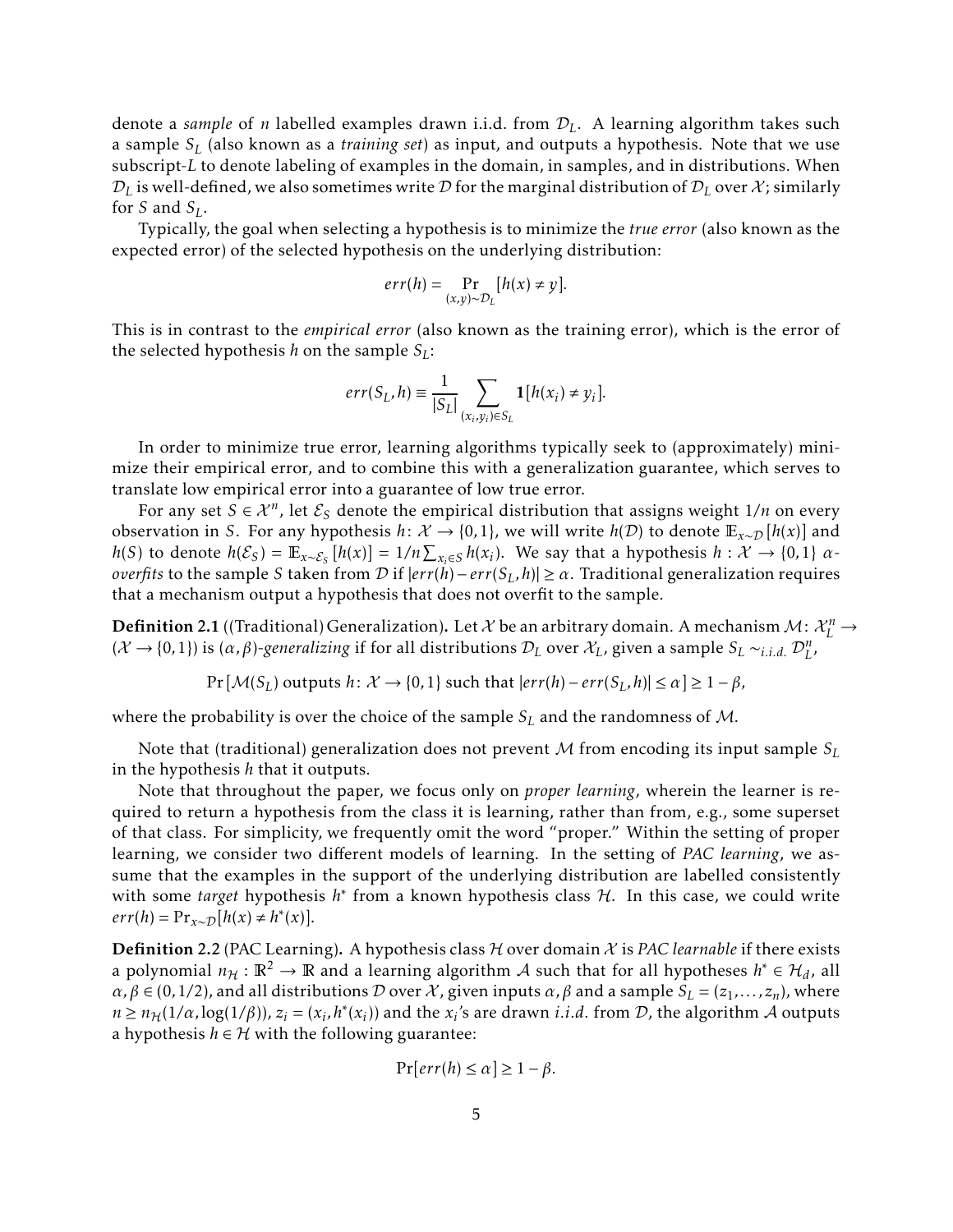denote a *sample* of $n$ labelled examples drawn i.i.d. from $\mathcal{D}_L$. A learning algorithm takes such a sample $S_L$ (also known as a *training set*) as input, and outputs a hypothesis. Note that we use subscript-$L$ to denote labeling of examples in the domain, in samples, and in distributions. When $\mathcal{D}_L$ is well-defined, we also sometimes write $\mathcal{D}$ for the marginal distribution of $\mathcal{D}_L$ over $\mathcal{X}$; similarly for $S$ and $S_L$.

Typically, the goal when selecting a hypothesis is to minimize the *true error* (also known as the expected error) of the selected hypothesis on the underlying distribution:

$$err(h) = \Pr_{(x,y)\sim\mathcal{D}_L}[h(x) \neq y].$$

This is in contrast to the *empirical error* (also known as the training error), which is the error of the selected hypothesis $h$ on the sample $S_L$:

$$err(S_L, h) \equiv \frac{1}{|S_L|} \sum_{(x_i,y_i)\in S_L} \mathbf{1}[h(x_i) \neq y_i].$$

In order to minimize true error, learning algorithms typically seek to (approximately) minimize their empirical error, and to combine this with a generalization guarantee, which serves to translate low empirical error into a guarantee of low true error.

For any set $S \in \mathcal{X}^n$, let $\mathcal{E}_S$ denote the empirical distribution that assigns weight $1/n$ on every observation in $S$. For any hypothesis $h\colon \mathcal{X} \to \{0,1\}$, we will write $h(\mathcal{D})$ to denote $\mathbb{E}_{x\sim\mathcal{D}}[h(x)]$ and $h(S)$ to denote $h(\mathcal{E}_S) = \mathbb{E}_{x\sim\mathcal{E}_S}[h(x)] = 1/n \sum_{x_i\in S} h(x_i)$. We say that a hypothesis $h : \mathcal{X} \to \{0,1\}$ $\alpha$-*overfits* to the sample $S$ taken from $\mathcal{D}$ if $|err(h) - err(S_L, h)| \geq \alpha$. Traditional generalization requires that a mechanism output a hypothesis that does not overfit to the sample.

**Definition 2.1** ((Traditional) Generalization)**.** Let $\mathcal{X}$ be an arbitrary domain. A mechanism $\mathcal{M}\colon \mathcal{X}_L^n \to (\mathcal{X} \to \{0,1\})$ is $(\alpha,\beta)$-*generalizing* if for all distributions $\mathcal{D}_L$ over $\mathcal{X}_L$, given a sample $S_L \sim_{i.i.d.} \mathcal{D}_L^n$,

$$\Pr[\mathcal{M}(S_L) \text{ outputs } h\colon \mathcal{X} \to \{0,1\} \text{ such that } |err(h) - err(S_L, h)| \leq \alpha] \geq 1 - \beta,$$

where the probability is over the choice of the sample $S_L$ and the randomness of $\mathcal{M}$.

Note that (traditional) generalization does not prevent $\mathcal{M}$ from encoding its input sample $S_L$ in the hypothesis $h$ that it outputs.

Note that throughout the paper, we focus only on *proper learning*, wherein the learner is required to return a hypothesis from the class it is learning, rather than from, e.g., some superset of that class. For simplicity, we frequently omit the word "proper." Within the setting of proper learning, we consider two different models of learning. In the setting of *PAC learning*, we assume that the examples in the support of the underlying distribution are labelled consistently with some *target* hypothesis $h^*$ from a known hypothesis class $\mathcal{H}$. In this case, we could write $err(h) = \Pr_{x\sim\mathcal{D}}[h(x) \neq h^*(x)]$.

**Definition 2.2** (PAC Learning)**.** A hypothesis class $\mathcal{H}$ over domain $\mathcal{X}$ is *PAC learnable* if there exists a polynomial $n_{\mathcal{H}} : \mathbb{R}^2 \to \mathbb{R}$ and a learning algorithm $\mathcal{A}$ such that for all hypotheses $h^* \in \mathcal{H}_d$, all $\alpha, \beta \in (0, 1/2)$, and all distributions $\mathcal{D}$ over $\mathcal{X}$, given inputs $\alpha, \beta$ and a sample $S_L = (z_1, \ldots, z_n)$, where $n \geq n_{\mathcal{H}}(1/\alpha, \log(1/\beta))$, $z_i = (x_i, h^*(x_i))$ and the $x_i$'s are drawn *i.i.d.* from $\mathcal{D}$, the algorithm $\mathcal{A}$ outputs a hypothesis $h \in \mathcal{H}$ with the following guarantee:

$$\Pr[err(h) \leq \alpha] \geq 1 - \beta.$$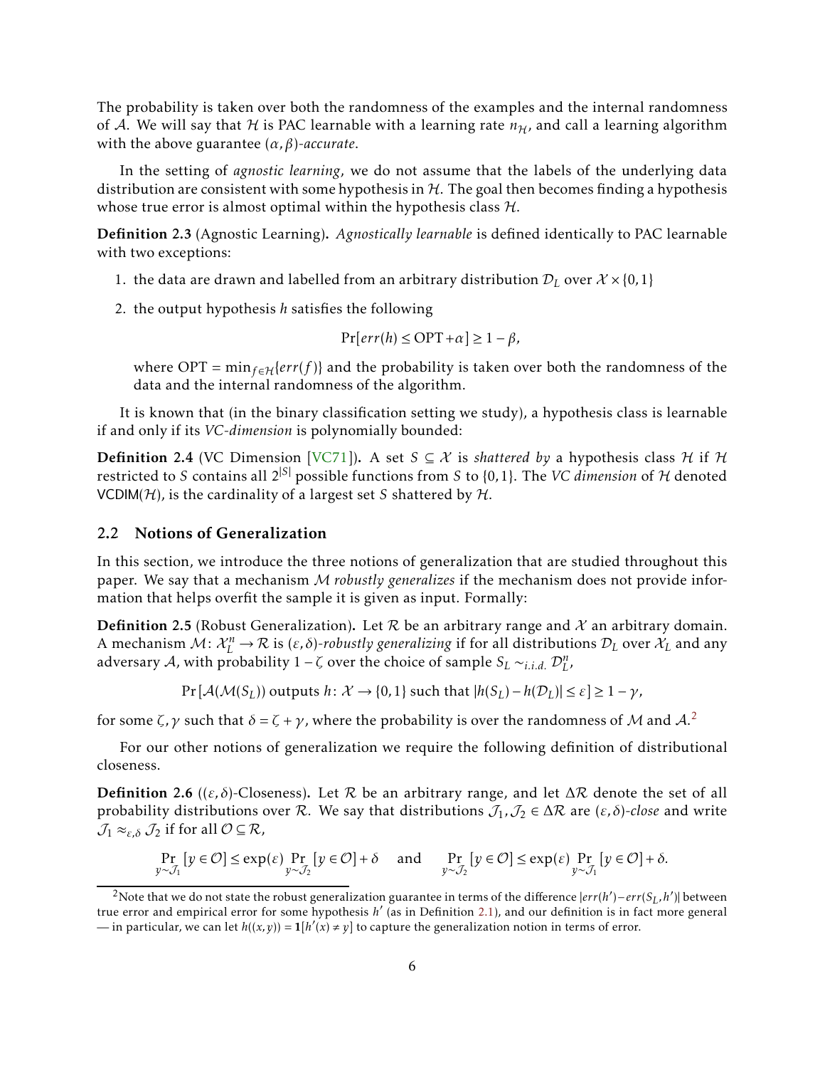The probability is taken over both the randomness of the examples and the internal randomness of $\mathcal{A}$. We will say that $\mathcal{H}$ is PAC learnable with a learning rate $n_{\mathcal{H}}$, and call a learning algorithm with the above guarantee $(\alpha, \beta)$-*accurate*.

In the setting of *agnostic learning*, we do not assume that the labels of the underlying data distribution are consistent with some hypothesis in $\mathcal{H}$. The goal then becomes finding a hypothesis whose true error is almost optimal within the hypothesis class $\mathcal{H}$.

**Definition 2.3** (Agnostic Learning)**.** *Agnostically learnable is defined identically to PAC learnable with two exceptions:*

1. *the data are drawn and labelled from an arbitrary distribution $\mathcal{D}_L$ over $\mathcal{X} \times \{0,1\}$*
2. *the output hypothesis $h$ satisfies the following*

$$\Pr[err(h) \le \mathrm{OPT} + \alpha] \ge 1 - \beta,$$

*where $\mathrm{OPT} = \min_{f \in \mathcal{H}}\{err(f)\}$ and the probability is taken over both the randomness of the data and the internal randomness of the algorithm.*

It is known that (in the binary classification setting we study), a hypothesis class is learnable if and only if its *VC-dimension* is polynomially bounded:

**Definition 2.4** (VC Dimension [VC71])**.** *A set $S \subseteq \mathcal{X}$ is shattered by a hypothesis class $\mathcal{H}$ if $\mathcal{H}$ restricted to $S$ contains all $2^{|S|}$ possible functions from $S$ to $\{0,1\}$. The VC dimension of $\mathcal{H}$ denoted $\mathsf{VCDIM}(\mathcal{H})$, is the cardinality of a largest set $S$ shattered by $\mathcal{H}$.*

## 2.2 Notions of Generalization

In this section, we introduce the three notions of generalization that are studied throughout this paper. We say that a mechanism $\mathcal{M}$ *robustly generalizes* if the mechanism does not provide information that helps overfit the sample it is given as input. Formally:

**Definition 2.5** (Robust Generalization)**.** *Let $\mathcal{R}$ be an arbitrary range and $\mathcal{X}$ an arbitrary domain. A mechanism $\mathcal{M}\colon \mathcal{X}_L^n \to \mathcal{R}$ is $(\varepsilon, \delta)$-robustly generalizing if for all distributions $\mathcal{D}_L$ over $\mathcal{X}_L$ and any adversary $\mathcal{A}$, with probability $1 - \zeta$ over the choice of sample $S_L \sim_{i.i.d.} \mathcal{D}_L^n$,*

$$\Pr\left[\mathcal{A}(\mathcal{M}(S_L)) \text{ outputs } h\colon \mathcal{X} \to \{0,1\} \text{ such that } |h(S_L) - h(\mathcal{D}_L)| \le \varepsilon\right] \ge 1 - \gamma,$$

*for some $\zeta, \gamma$ such that $\delta = \zeta + \gamma$, where the probability is over the randomness of $\mathcal{M}$ and $\mathcal{A}$.*[2]

For our other notions of generalization we require the following definition of distributional closeness.

**Definition 2.6** ($(\varepsilon, \delta)$-Closeness)**.** *Let $\mathcal{R}$ be an arbitrary range, and let $\Delta\mathcal{R}$ denote the set of all probability distributions over $\mathcal{R}$. We say that distributions $\mathcal{J}_1, \mathcal{J}_2 \in \Delta\mathcal{R}$ are $(\varepsilon, \delta)$-close and write $\mathcal{J}_1 \approx_{\varepsilon,\delta} \mathcal{J}_2$ if for all $\mathcal{O} \subseteq \mathcal{R}$,*

$$\Pr_{y \sim \mathcal{J}_1}[y \in \mathcal{O}] \le \exp(\varepsilon) \Pr_{y \sim \mathcal{J}_2}[y \in \mathcal{O}] + \delta \quad \text{and} \quad \Pr_{y \sim \mathcal{J}_2}[y \in \mathcal{O}] \le \exp(\varepsilon) \Pr_{y \sim \mathcal{J}_1}[y \in \mathcal{O}] + \delta.$$

[2] Note that we do not state the robust generalization guarantee in terms of the difference $|err(h') - err(S_L, h')|$ between true error and empirical error for some hypothesis $h'$ (as in Definition 2.1), and our definition is in fact more general — in particular, we can let $h((x,y)) = \mathbf{1}[h'(x) \ne y]$ to capture the generalization notion in terms of error.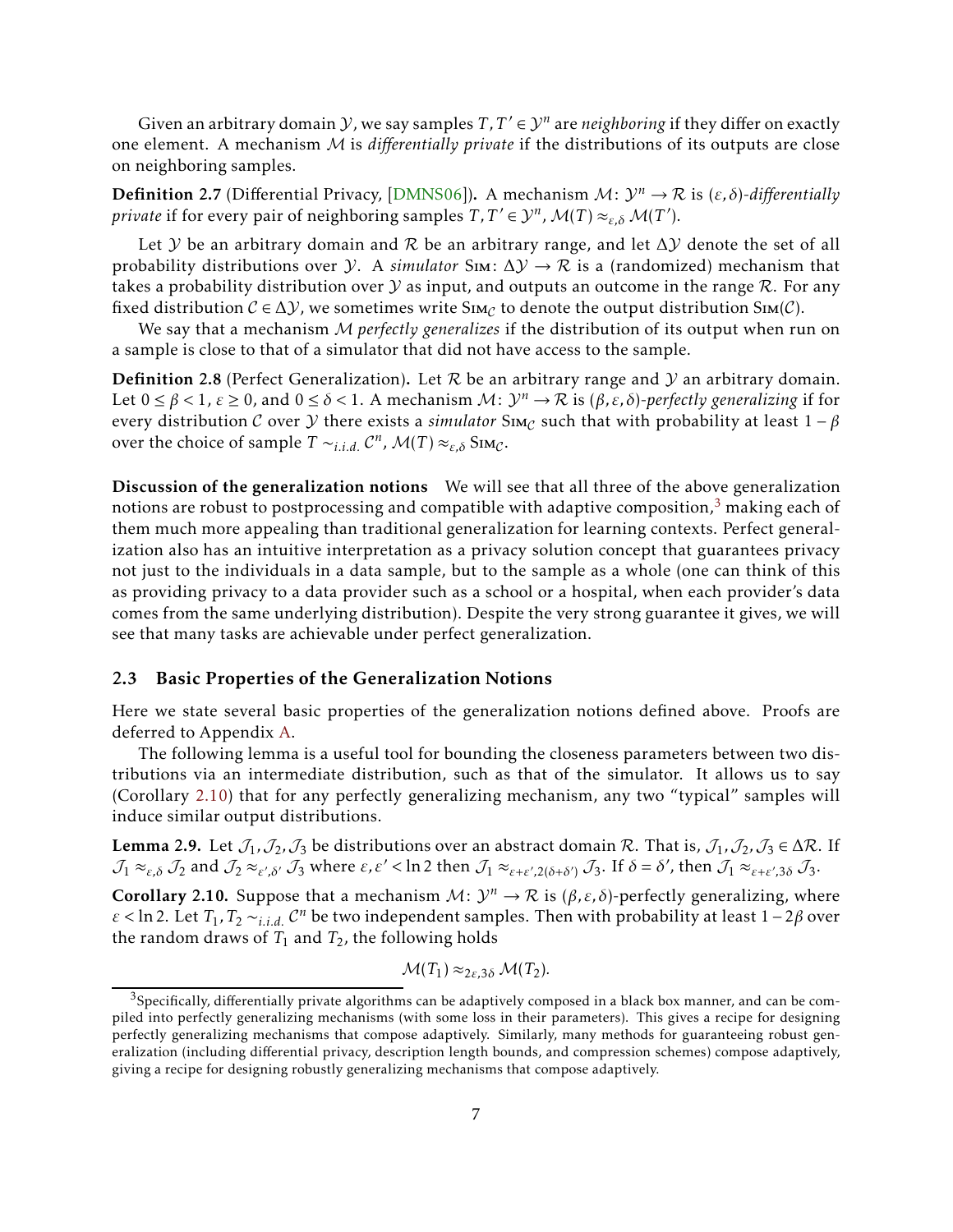Given an arbitrary domain $\mathcal{Y}$, we say samples $T, T' \in \mathcal{Y}^n$ are *neighboring* if they differ on exactly one element. A mechanism $\mathcal{M}$ is *differentially private* if the distributions of its outputs are close on neighboring samples.

**Definition 2.7** (Differential Privacy, [DMNS06])**.** A mechanism $\mathcal{M}: \mathcal{Y}^n \to \mathcal{R}$ is $(\varepsilon, \delta)$-*differentially private* if for every pair of neighboring samples $T, T' \in \mathcal{Y}^n$, $\mathcal{M}(T) \approx_{\varepsilon,\delta} \mathcal{M}(T')$.

Let $\mathcal{Y}$ be an arbitrary domain and $\mathcal{R}$ be an arbitrary range, and let $\Delta\mathcal{Y}$ denote the set of all probability distributions over $\mathcal{Y}$. A *simulator* $\textsc{Sim}: \Delta\mathcal{Y} \to \mathcal{R}$ is a (randomized) mechanism that takes a probability distribution over $\mathcal{Y}$ as input, and outputs an outcome in the range $\mathcal{R}$. For any fixed distribution $\mathcal{C} \in \Delta\mathcal{Y}$, we sometimes write $\textsc{Sim}_{\mathcal{C}}$ to denote the output distribution $\textsc{Sim}(\mathcal{C})$.

We say that a mechanism $\mathcal{M}$ *perfectly generalizes* if the distribution of its output when run on a sample is close to that of a simulator that did not have access to the sample.

**Definition 2.8** (Perfect Generalization)**.** Let $\mathcal{R}$ be an arbitrary range and $\mathcal{Y}$ an arbitrary domain. Let $0 \le \beta < 1$, $\varepsilon \ge 0$, and $0 \le \delta < 1$. A mechanism $\mathcal{M}: \mathcal{Y}^n \to \mathcal{R}$ is $(\beta, \varepsilon, \delta)$-*perfectly generalizing* if for every distribution $\mathcal{C}$ over $\mathcal{Y}$ there exists a *simulator* $\textsc{Sim}_{\mathcal{C}}$ such that with probability at least $1-\beta$ over the choice of sample $T \sim_{i.i.d.} \mathcal{C}^n$, $\mathcal{M}(T) \approx_{\varepsilon,\delta} \textsc{Sim}_{\mathcal{C}}$.

**Discussion of the generalization notions** We will see that all three of the above generalization notions are robust to postprocessing and compatible with adaptive composition,[3] making each of them much more appealing than traditional generalization for learning contexts. Perfect generalization also has an intuitive interpretation as a privacy solution concept that guarantees privacy not just to the individuals in a data sample, but to the sample as a whole (one can think of this as providing privacy to a data provider such as a school or a hospital, when each provider's data comes from the same underlying distribution). Despite the very strong guarantee it gives, we will see that many tasks are achievable under perfect generalization.

### 2.3 Basic Properties of the Generalization Notions

Here we state several basic properties of the generalization notions defined above. Proofs are deferred to Appendix A.

The following lemma is a useful tool for bounding the closeness parameters between two distributions via an intermediate distribution, such as that of the simulator. It allows us to say (Corollary 2.10) that for any perfectly generalizing mechanism, any two "typical" samples will induce similar output distributions.

**Lemma 2.9.** *Let $\mathcal{J}_1, \mathcal{J}_2, \mathcal{J}_3$ be distributions over an abstract domain $\mathcal{R}$. That is, $\mathcal{J}_1, \mathcal{J}_2, \mathcal{J}_3 \in \Delta\mathcal{R}$. If $\mathcal{J}_1 \approx_{\varepsilon,\delta} \mathcal{J}_2$ and $\mathcal{J}_2 \approx_{\varepsilon',\delta'} \mathcal{J}_3$ where $\varepsilon, \varepsilon' < \ln 2$ then $\mathcal{J}_1 \approx_{\varepsilon+\varepsilon', 2(\delta+\delta')} \mathcal{J}_3$. If $\delta = \delta'$, then $\mathcal{J}_1 \approx_{\varepsilon+\varepsilon', 3\delta} \mathcal{J}_3$.*

**Corollary 2.10.** *Suppose that a mechanism $\mathcal{M}: \mathcal{Y}^n \to \mathcal{R}$ is $(\beta, \varepsilon, \delta)$-perfectly generalizing, where $\varepsilon < \ln 2$. Let $T_1, T_2 \sim_{i.i.d.} \mathcal{C}^n$ be two independent samples. Then with probability at least $1-2\beta$ over the random draws of $T_1$ and $T_2$, the following holds*

$$\mathcal{M}(T_1) \approx_{2\varepsilon, 3\delta} \mathcal{M}(T_2).$$

---

[3] Specifically, differentially private algorithms can be adaptively composed in a black box manner, and can be compiled into perfectly generalizing mechanisms (with some loss in their parameters). This gives a recipe for designing perfectly generalizing mechanisms that compose adaptively. Similarly, many methods for guaranteeing robust generalization (including differential privacy, description length bounds, and compression schemes) compose adaptively, giving a recipe for designing robustly generalizing mechanisms that compose adaptively.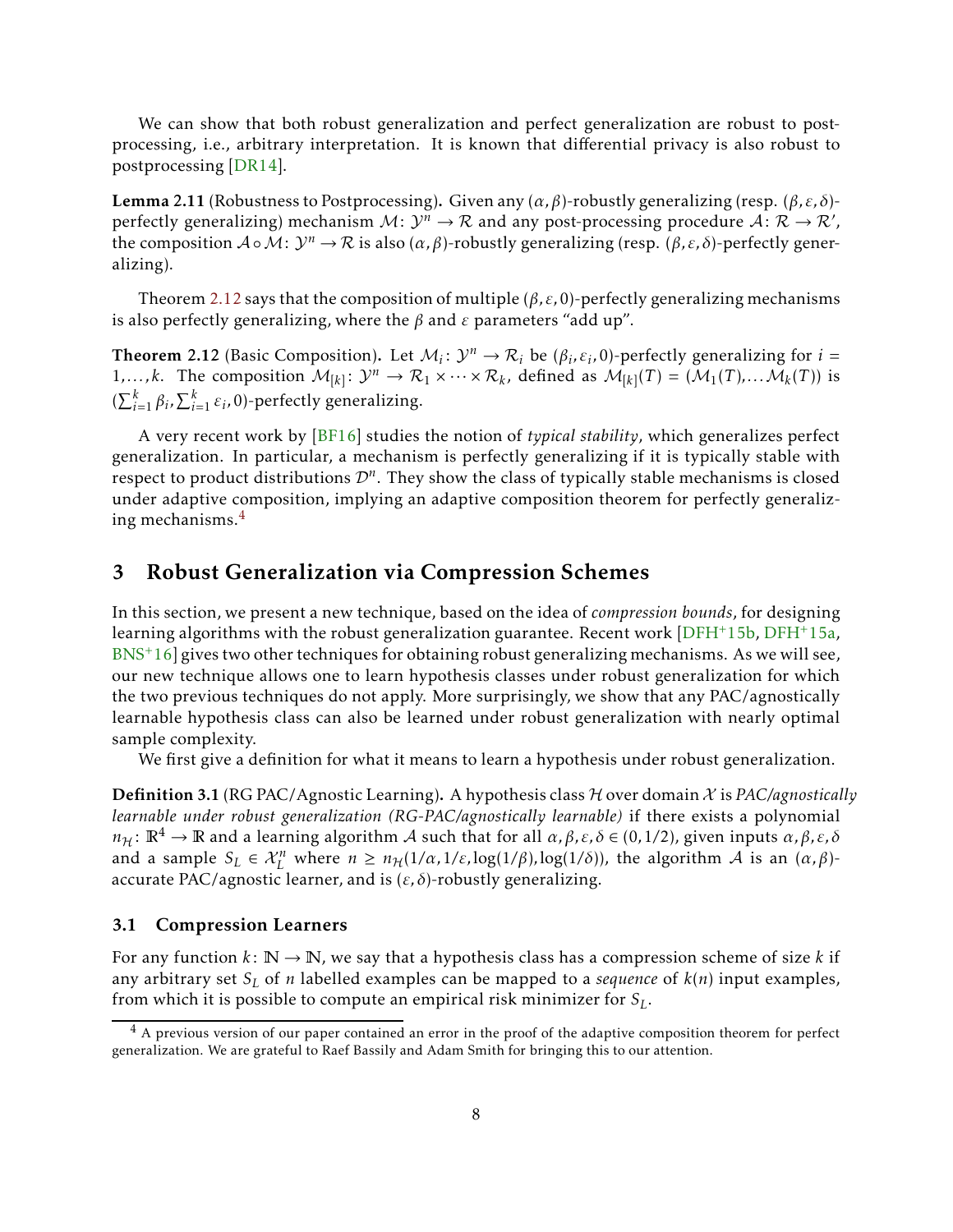We can show that both robust generalization and perfect generalization are robust to post-processing, i.e., arbitrary interpretation. It is known that differential privacy is also robust to postprocessing [DR14].

**Lemma 2.11** (Robustness to Postprocessing)**.** Given any $(\alpha, \beta)$-robustly generalizing (resp. $(\beta, \varepsilon, \delta)$-perfectly generalizing) mechanism $\mathcal{M}\colon \mathcal{Y}^n \to \mathcal{R}$ and any post-processing procedure $\mathcal{A}\colon \mathcal{R} \to \mathcal{R}'$, the composition $\mathcal{A} \circ \mathcal{M}\colon \mathcal{Y}^n \to \mathcal{R}$ is also $(\alpha, \beta)$-robustly generalizing (resp. $(\beta, \varepsilon, \delta)$-perfectly generalizing).

Theorem 2.12 says that the composition of multiple $(\beta, \varepsilon, 0)$-perfectly generalizing mechanisms is also perfectly generalizing, where the $\beta$ and $\varepsilon$ parameters "add up".

**Theorem 2.12** (Basic Composition)**.** Let $\mathcal{M}_i\colon \mathcal{Y}^n \to \mathcal{R}_i$ be $(\beta_i, \varepsilon_i, 0)$-perfectly generalizing for $i = 1, \ldots, k$. The composition $\mathcal{M}_{[k]}\colon \mathcal{Y}^n \to \mathcal{R}_1 \times \cdots \times \mathcal{R}_k$, defined as $\mathcal{M}_{[k]}(T) = (\mathcal{M}_1(T), \ldots \mathcal{M}_k(T))$ is $(\sum_{i=1}^k \beta_i, \sum_{i=1}^k \varepsilon_i, 0)$-perfectly generalizing.

A very recent work by [BF16] studies the notion of *typical stability*, which generalizes perfect generalization. In particular, a mechanism is perfectly generalizing if it is typically stable with respect to product distributions $\mathcal{D}^n$. They show the class of typically stable mechanisms is closed under adaptive composition, implying an adaptive composition theorem for perfectly generalizing mechanisms.[4]

## 3 Robust Generalization via Compression Schemes

In this section, we present a new technique, based on the idea of *compression bounds*, for designing learning algorithms with the robust generalization guarantee. Recent work [DFH+15b, DFH+15a, BNS+16] gives two other techniques for obtaining robust generalizing mechanisms. As we will see, our new technique allows one to learn hypothesis classes under robust generalization for which the two previous techniques do not apply. More surprisingly, we show that any PAC/agnostically learnable hypothesis class can also be learned under robust generalization with nearly optimal sample complexity.

We first give a definition for what it means to learn a hypothesis under robust generalization.

**Definition 3.1** (RG PAC/Agnostic Learning)**.** A hypothesis class $\mathcal{H}$ over domain $\mathcal{X}$ is *PAC/agnostically learnable under robust generalization (RG-PAC/agnostically learnable)* if there exists a polynomial $n_{\mathcal{H}}\colon \mathbb{R}^4 \to \mathbb{R}$ and a learning algorithm $\mathcal{A}$ such that for all $\alpha, \beta, \varepsilon, \delta \in (0, 1/2)$, given inputs $\alpha, \beta, \varepsilon, \delta$ and a sample $S_L \in \mathcal{X}_L^n$ where $n \geq n_{\mathcal{H}}(1/\alpha, 1/\varepsilon, \log(1/\beta), \log(1/\delta))$, the algorithm $\mathcal{A}$ is an $(\alpha, \beta)$-accurate PAC/agnostic learner, and is $(\varepsilon, \delta)$-robustly generalizing.

### 3.1 Compression Learners

For any function $k\colon \mathbb{N} \to \mathbb{N}$, we say that a hypothesis class has a compression scheme of size $k$ if any arbitrary set $S_L$ of $n$ labelled examples can be mapped to a *sequence* of $k(n)$ input examples, from which it is possible to compute an empirical risk minimizer for $S_L$.

[4] A previous version of our paper contained an error in the proof of the adaptive composition theorem for perfect generalization. We are grateful to Raef Bassily and Adam Smith for bringing this to our attention.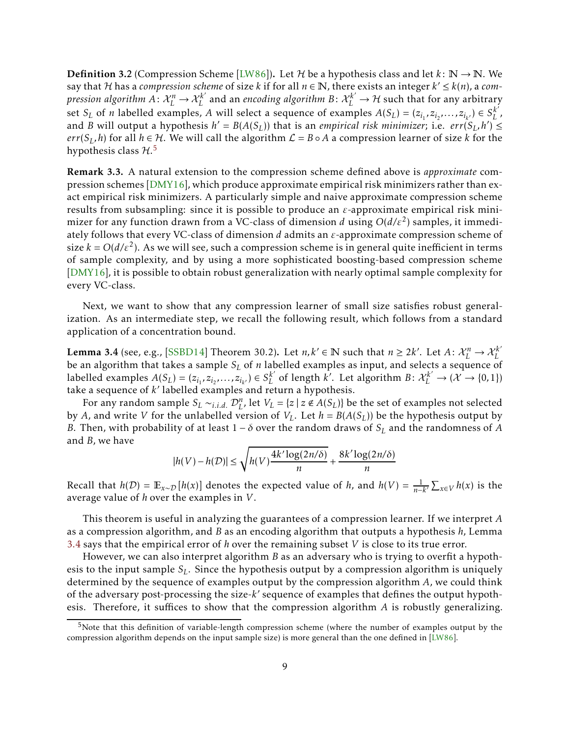**Definition 3.2** (Compression Scheme [LW86]). Let $\mathcal{H}$ be a hypothesis class and let $k\colon \mathbb{N} \to \mathbb{N}$. We say that $\mathcal{H}$ has a *compression scheme* of size $k$ if for all $n \in \mathbb{N}$, there exists an integer $k' \leq k(n)$, a *compression algorithm* $A\colon \mathcal{X}_L^n \to \mathcal{X}_L^{k'}$ and an *encoding algorithm* $B\colon \mathcal{X}_L^{k'} \to \mathcal{H}$ such that for any arbitrary set $S_L$ of $n$ labelled examples, $A$ will select a sequence of examples $A(S_L) = (z_{i_1}, z_{i_2}, \ldots, z_{i_{k'}}) \in S_L^{k'}$, and $B$ will output a hypothesis $h' = B(A(S_L))$ that is an *empirical risk minimizer*; i.e. $err(S_L, h') \leq err(S_L, h)$ for all $h \in \mathcal{H}$. We will call the algorithm $\mathcal{L} = B \circ A$ a compression learner of size $k$ for the hypothesis class $\mathcal{H}$.[5]

**Remark 3.3.** A natural extension to the compression scheme defined above is *approximate* compression schemes [DMY16], which produce approximate empirical risk minimizers rather than exact empirical risk minimizers. A particularly simple and naive approximate compression scheme results from subsampling: since it is possible to produce an $\varepsilon$-approximate empirical risk minimizer for any function drawn from a VC-class of dimension $d$ using $O(d/\varepsilon^2)$ samples, it immediately follows that every VC-class of dimension $d$ admits an $\varepsilon$-approximate compression scheme of size $k = O(d/\varepsilon^2)$. As we will see, such a compression scheme is in general quite inefficient in terms of sample complexity, and by using a more sophisticated boosting-based compression scheme [DMY16], it is possible to obtain robust generalization with nearly optimal sample complexity for every VC-class.

Next, we want to show that any compression learner of small size satisfies robust generalization. As an intermediate step, we recall the following result, which follows from a standard application of a concentration bound.

**Lemma 3.4** (see, e.g., [SSBD14] Theorem 30.2). Let $n, k' \in \mathbb{N}$ such that $n \geq 2k'$. Let $A\colon \mathcal{X}_L^n \to \mathcal{X}_L^{k'}$ be an algorithm that takes a sample $S_L$ of $n$ labelled examples as input, and selects a sequence of labelled examples $A(S_L) = (z_{i_1}, z_{i_2}, \ldots, z_{i_{k'}}) \in S_L^{k'}$ of length $k'$. Let algorithm $B\colon \mathcal{X}_L^{k'} \to (\mathcal{X} \to \{0,1\})$ take a sequence of $k'$ labelled examples and return a hypothesis.

For any random sample $S_L \sim_{i.i.d.} \mathcal{D}_L^n$, let $V_L = \{z \mid z \notin A(S_L)\}$ be the set of examples not selected by $A$, and write $V$ for the unlabelled version of $V_L$. Let $h = B(A(S_L))$ be the hypothesis output by $B$. Then, with probability of at least $1 - \delta$ over the random draws of $S_L$ and the randomness of $A$ and $B$, we have

$$|h(V) - h(\mathcal{D})| \leq \sqrt{h(V)\frac{4k'\log(2n/\delta)}{n}} + \frac{8k'\log(2n/\delta)}{n}$$

Recall that $h(\mathcal{D}) = \mathbb{E}_{x\sim\mathcal{D}}[h(x)]$ denotes the expected value of $h$, and $h(V) = \frac{1}{n-k'}\sum_{x\in V} h(x)$ is the average value of $h$ over the examples in $V$.

This theorem is useful in analyzing the guarantees of a compression learner. If we interpret $A$ as a compression algorithm, and $B$ as an encoding algorithm that outputs a hypothesis $h$, Lemma 3.4 says that the empirical error of $h$ over the remaining subset $V$ is close to its true error.

However, we can also interpret algorithm $B$ as an adversary who is trying to overfit a hypothesis to the input sample $S_L$. Since the hypothesis output by a compression algorithm is uniquely determined by the sequence of examples output by the compression algorithm $A$, we could think of the adversary post-processing the size-$k'$ sequence of examples that defines the output hypothesis. Therefore, it suffices to show that the compression algorithm $A$ is robustly generalizing.

[5] Note that this definition of variable-length compression scheme (where the number of examples output by the compression algorithm depends on the input sample size) is more general than the one defined in [LW86].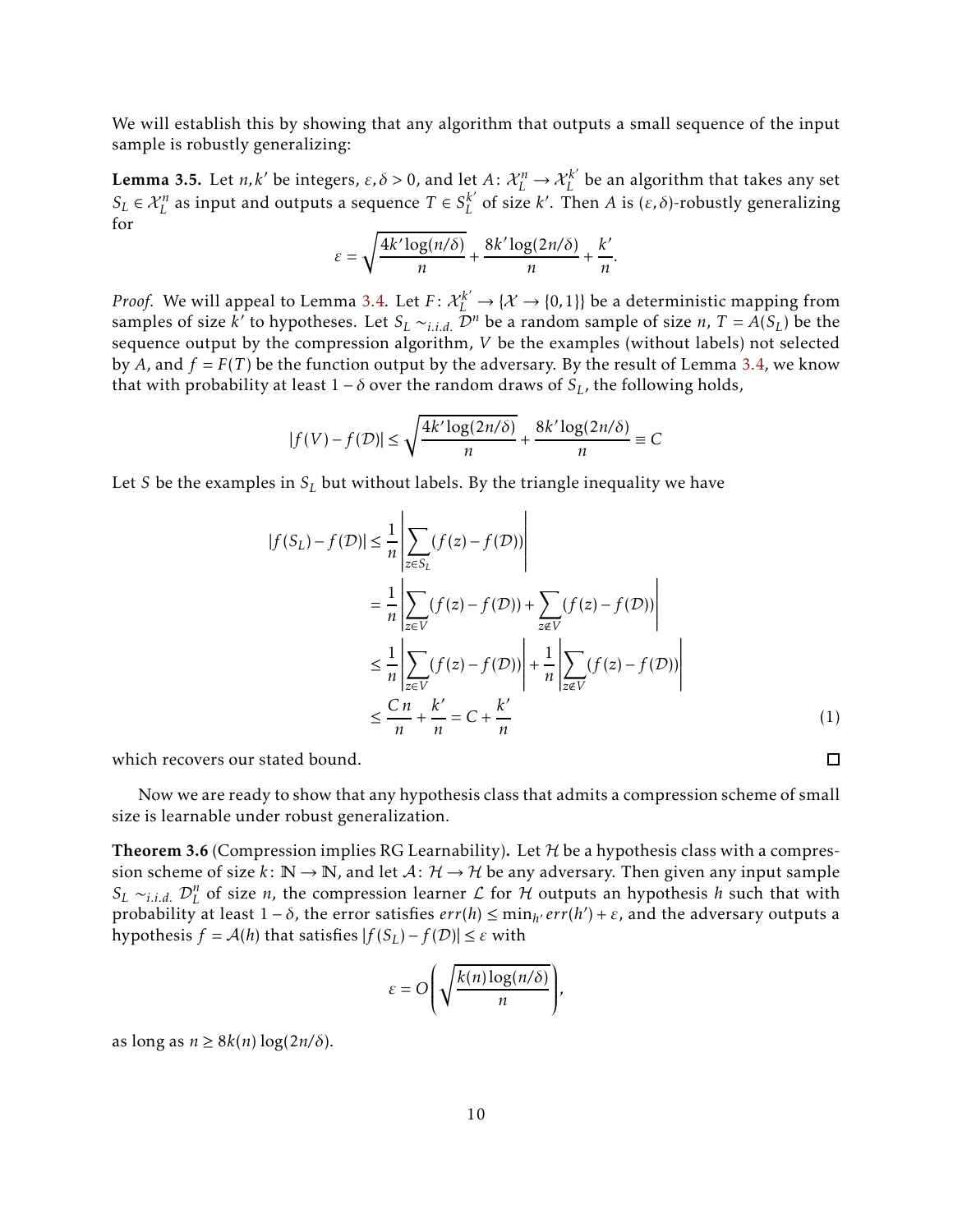We will establish this by showing that any algorithm that outputs a small sequence of the input sample is robustly generalizing:

**Lemma 3.5.** *Let $n, k'$ be integers, $\varepsilon, \delta > 0$, and let $A\colon \mathcal{X}_L^n \to \mathcal{X}_L^{k'}$ be an algorithm that takes any set $S_L \in \mathcal{X}_L^n$ as input and outputs a sequence $T \in S_L^{k'}$ of size $k'$. Then $A$ is $(\varepsilon, \delta)$-robustly generalizing for*

$$\varepsilon = \sqrt{\frac{4k'\log(n/\delta)}{n}} + \frac{8k'\log(2n/\delta)}{n} + \frac{k'}{n}.$$

*Proof.* We will appeal to Lemma 3.4. Let $F\colon \mathcal{X}_L^{k'} \to \{\mathcal{X} \to \{0,1\}\}$ be a deterministic mapping from samples of size $k'$ to hypotheses. Let $S_L \sim_{i.i.d.} \mathcal{D}^n$ be a random sample of size $n$, $T = A(S_L)$ be the sequence output by the compression algorithm, $V$ be the examples (without labels) not selected by $A$, and $f = F(T)$ be the function output by the adversary. By the result of Lemma 3.4, we know that with probability at least $1-\delta$ over the random draws of $S_L$, the following holds,

$$|f(V) - f(\mathcal{D})| \leq \sqrt{\frac{4k'\log(2n/\delta)}{n}} + \frac{8k'\log(2n/\delta)}{n} \equiv C$$

Let $S$ be the examples in $S_L$ but without labels. By the triangle inequality we have

$$\begin{aligned}
|f(S_L) - f(\mathcal{D})| &\leq \frac{1}{n}\left|\sum_{z \in S_L}(f(z) - f(\mathcal{D}))\right| \\
&= \frac{1}{n}\left|\sum_{z \in V}(f(z) - f(\mathcal{D})) + \sum_{z \notin V}(f(z) - f(\mathcal{D}))\right| \\
&\leq \frac{1}{n}\left|\sum_{z \in V}(f(z) - f(\mathcal{D}))\right| + \frac{1}{n}\left|\sum_{z \notin V}(f(z) - f(\mathcal{D}))\right| \\
&\leq \frac{C\,n}{n} + \frac{k'}{n} = C + \frac{k'}{n} \qquad (1)
\end{aligned}$$

which recovers our stated bound. $\square$

Now we are ready to show that any hypothesis class that admits a compression scheme of small size is learnable under robust generalization.

**Theorem 3.6** (Compression implies RG Learnability)**.** *Let $\mathcal{H}$ be a hypothesis class with a compression scheme of size $k\colon \mathbb{N} \to \mathbb{N}$, and let $\mathcal{A}\colon \mathcal{H} \to \mathcal{H}$ be any adversary. Then given any input sample $S_L \sim_{i.i.d.} \mathcal{D}_L^n$ of size $n$, the compression learner $\mathcal{L}$ for $\mathcal{H}$ outputs an hypothesis $h$ such that with probability at least $1-\delta$, the error satisfies $err(h) \leq \min_{h'} err(h') + \varepsilon$, and the adversary outputs a hypothesis $f = \mathcal{A}(h)$ that satisfies $|f(S_L) - f(\mathcal{D})| \leq \varepsilon$ with*

$$\varepsilon = O\left(\sqrt{\frac{k(n)\log(n/\delta)}{n}}\right),$$

*as long as $n \geq 8k(n)\log(2n/\delta)$.*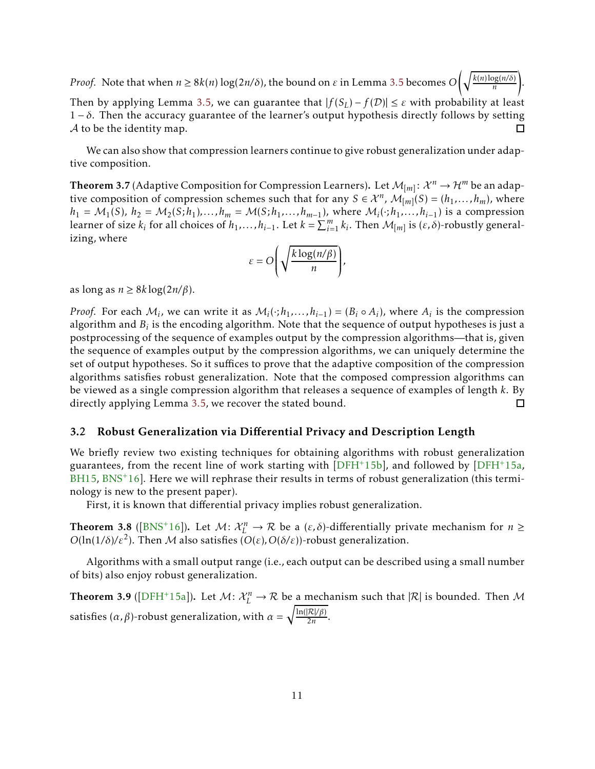*Proof.* Note that when $n \geq 8k(n)\log(2n/\delta)$, the bound on $\varepsilon$ in Lemma 3.5 becomes $O\left(\sqrt{\frac{k(n)\log(n/\delta)}{n}}\right)$. Then by applying Lemma 3.5, we can guarantee that $|f(S_L) - f(\mathcal{D})| \leq \varepsilon$ with probability at least $1-\delta$. Then the accuracy guarantee of the learner's output hypothesis directly follows by setting $\mathcal{A}$ to be the identity map. □

We can also show that compression learners continue to give robust generalization under adaptive composition.

**Theorem 3.7** (Adaptive Composition for Compression Learners)**.** *Let $\mathcal{M}_{[m]}\colon \mathcal{X}^n \to \mathcal{H}^m$ be an adaptive composition of compression schemes such that for any $S \in \mathcal{X}^n$, $\mathcal{M}_{[m]}(S) = (h_1, \ldots, h_m)$, where $h_1 = \mathcal{M}_1(S)$, $h_2 = \mathcal{M}_2(S; h_1), \ldots, h_m = \mathcal{M}(S; h_1, \ldots, h_{m-1})$, where $\mathcal{M}_i(\cdot; h_1, \ldots, h_{i-1})$ is a compression learner of size $k_i$ for all choices of $h_1, \ldots, h_{i-1}$. Let $k = \sum_{i=1}^m k_i$. Then $\mathcal{M}_{[m]}$ is $(\varepsilon, \delta)$-robustly generalizing, where*

$$\varepsilon = O\left(\sqrt{\frac{k\log(n/\beta)}{n}}\right),$$

*as long as $n \geq 8k\log(2n/\beta)$.*

*Proof.* For each $\mathcal{M}_i$, we can write it as $\mathcal{M}_i(\cdot; h_1, \ldots, h_{i-1}) = (B_i \circ A_i)$, where $A_i$ is the compression algorithm and $B_i$ is the encoding algorithm. Note that the sequence of output hypotheses is just a postprocessing of the sequence of examples output by the compression algorithms—that is, given the sequence of examples output by the compression algorithms, we can uniquely determine the set of output hypotheses. So it suffices to prove that the adaptive composition of the compression algorithms satisfies robust generalization. Note that the composed compression algorithms can be viewed as a single compression algorithm that releases a sequence of examples of length $k$. By directly applying Lemma 3.5, we recover the stated bound. □

### 3.2 Robust Generalization via Differential Privacy and Description Length

We briefly review two existing techniques for obtaining algorithms with robust generalization guarantees, from the recent line of work starting with [DFH+15b], and followed by [DFH+15a, BH15, BNS+16]. Here we will rephrase their results in terms of robust generalization (this terminology is new to the present paper).

First, it is known that differential privacy implies robust generalization.

**Theorem 3.8** ([BNS+16])**.** *Let $\mathcal{M}\colon \mathcal{X}_L^n \to \mathcal{R}$ be a $(\varepsilon, \delta)$-differentially private mechanism for $n \geq O(\ln(1/\delta)/\varepsilon^2)$. Then $\mathcal{M}$ also satisfies $(O(\varepsilon), O(\delta/\varepsilon))$-robust generalization.*

Algorithms with a small output range (i.e., each output can be described using a small number of bits) also enjoy robust generalization.

**Theorem 3.9** ([DFH+15a])**.** *Let $\mathcal{M}\colon \mathcal{X}_L^n \to \mathcal{R}$ be a mechanism such that $|\mathcal{R}|$ is bounded. Then $\mathcal{M}$ satisfies $(\alpha, \beta)$-robust generalization, with $\alpha = \sqrt{\frac{\ln(|\mathcal{R}|/\beta)}{2n}}$.*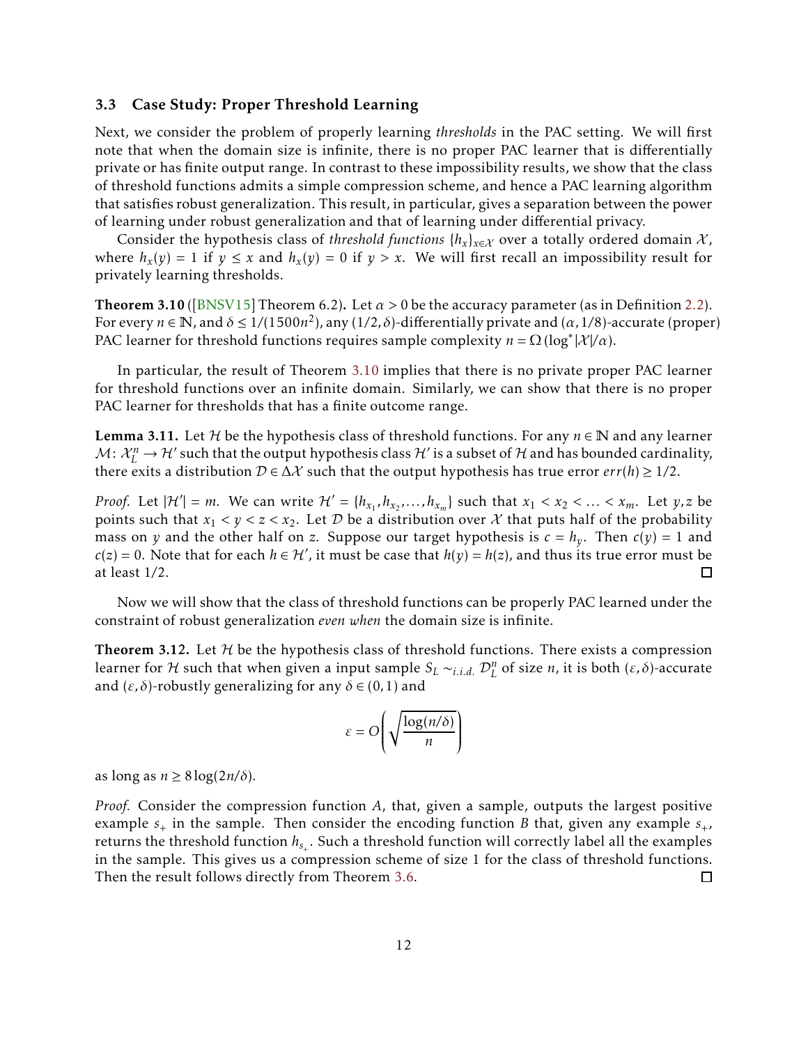### 3.3 Case Study: Proper Threshold Learning

Next, we consider the problem of properly learning *thresholds* in the PAC setting. We will first note that when the domain size is infinite, there is no proper PAC learner that is differentially private or has finite output range. In contrast to these impossibility results, we show that the class of threshold functions admits a simple compression scheme, and hence a PAC learning algorithm that satisfies robust generalization. This result, in particular, gives a separation between the power of learning under robust generalization and that of learning under differential privacy.

Consider the hypothesis class of *threshold functions* $\{h_x\}_{x \in \mathcal{X}}$ over a totally ordered domain $\mathcal{X}$, where $h_x(y) = 1$ if $y \leq x$ and $h_x(y) = 0$ if $y > x$. We will first recall an impossibility result for privately learning thresholds.

**Theorem 3.10** ([BNSV15] Theorem 6.2)**.** Let $\alpha > 0$ be the accuracy parameter (as in Definition 2.2). For every $n \in \mathbb{N}$, and $\delta \leq 1/(1500n^2)$, any $(1/2, \delta)$-differentially private and $(\alpha, 1/8)$-accurate (proper) PAC learner for threshold functions requires sample complexity $n = \Omega(\log^* |\mathcal{X}|/\alpha)$.

In particular, the result of Theorem 3.10 implies that there is no private proper PAC learner for threshold functions over an infinite domain. Similarly, we can show that there is no proper PAC learner for thresholds that has a finite outcome range.

**Lemma 3.11.** *Let $\mathcal{H}$ be the hypothesis class of threshold functions. For any $n \in \mathbb{N}$ and any learner $\mathcal{M}\colon \mathcal{X}_L^n \to \mathcal{H}'$ such that the output hypothesis class $\mathcal{H}'$ is a subset of $\mathcal{H}$ and has bounded cardinality, there exits a distribution $\mathcal{D} \in \Delta\mathcal{X}$ such that the output hypothesis has true error $err(h) \geq 1/2$.*

*Proof.* Let $|\mathcal{H}'| = m$. We can write $\mathcal{H}' = \{h_{x_1}, h_{x_2}, \ldots, h_{x_m}\}$ such that $x_1 < x_2 < \ldots < x_m$. Let $y, z$ be points such that $x_1 < y < z < x_2$. Let $\mathcal{D}$ be a distribution over $\mathcal{X}$ that puts half of the probability mass on $y$ and the other half on $z$. Suppose our target hypothesis is $c = h_y$. Then $c(y) = 1$ and $c(z) = 0$. Note that for each $h \in \mathcal{H}'$, it must be case that $h(y) = h(z)$, and thus its true error must be at least $1/2$. □

Now we will show that the class of threshold functions can be properly PAC learned under the constraint of robust generalization *even when* the domain size is infinite.

**Theorem 3.12.** *Let $\mathcal{H}$ be the hypothesis class of threshold functions. There exists a compression learner for $\mathcal{H}$ such that when given a input sample $S_L \sim_{i.i.d.} \mathcal{D}_L^n$ of size $n$, it is both $(\varepsilon, \delta)$-accurate and $(\varepsilon, \delta)$-robustly generalizing for any $\delta \in (0, 1)$ and*

$$\varepsilon = O\left(\sqrt{\frac{\log(n/\delta)}{n}}\right)$$

*as long as $n \geq 8\log(2n/\delta)$.*

*Proof.* Consider the compression function $A$, that, given a sample, outputs the largest positive example $s_+$ in the sample. Then consider the encoding function $B$ that, given any example $s_+$, returns the threshold function $h_{s_+}$. Such a threshold function will correctly label all the examples in the sample. This gives us a compression scheme of size 1 for the class of threshold functions. Then the result follows directly from Theorem 3.6. □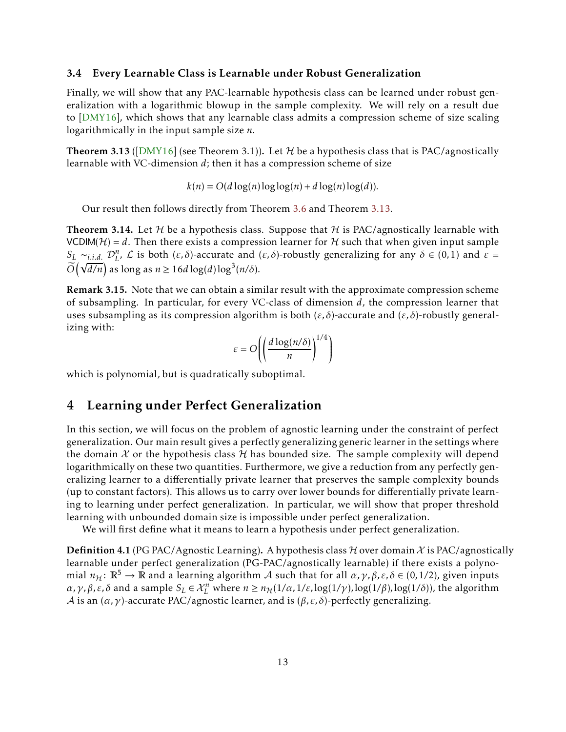### 3.4 Every Learnable Class is Learnable under Robust Generalization

Finally, we will show that any PAC-learnable hypothesis class can be learned under robust generalization with a logarithmic blowup in the sample complexity. We will rely on a result due to [DMY16], which shows that any learnable class admits a compression scheme of size scaling logarithmically in the input sample size $n$.

**Theorem 3.13** ([DMY16] (see Theorem 3.1))**.** Let $\mathcal{H}$ be a hypothesis class that is PAC/agnostically learnable with VC-dimension $d$; then it has a compression scheme of size

$$k(n) = O(d\log(n)\log\log(n) + d\log(n)\log(d)).$$

Our result then follows directly from Theorem 3.6 and Theorem 3.13.

**Theorem 3.14.** Let $\mathcal{H}$ be a hypothesis class. Suppose that $\mathcal{H}$ is PAC/agnostically learnable with $\mathsf{VCDIM}(\mathcal{H}) = d$. Then there exists a compression learner for $\mathcal{H}$ such that when given input sample $S_L \sim_{i.i.d.} \mathcal{D}_L^n$, $\mathcal{L}$ is both $(\varepsilon,\delta)$-accurate and $(\varepsilon,\delta)$-robustly generalizing for any $\delta \in (0,1)$ and $\varepsilon = \widetilde{O}\left(\sqrt{d/n}\right)$ as long as $n \geq 16d\log(d)\log^3(n/\delta)$.

**Remark 3.15.** Note that we can obtain a similar result with the approximate compression scheme of subsampling. In particular, for every VC-class of dimension $d$, the compression learner that uses subsampling as its compression algorithm is both $(\varepsilon,\delta)$-accurate and $(\varepsilon,\delta)$-robustly generalizing with:

$$\varepsilon = O\left(\left(\frac{d\log(n/\delta)}{n}\right)^{1/4}\right)$$

which is polynomial, but is quadratically suboptimal.

## 4 Learning under Perfect Generalization

In this section, we will focus on the problem of agnostic learning under the constraint of perfect generalization. Our main result gives a perfectly generalizing generic learner in the settings where the domain $\mathcal{X}$ or the hypothesis class $\mathcal{H}$ has bounded size. The sample complexity will depend logarithmically on these two quantities. Furthermore, we give a reduction from any perfectly generalizing learner to a differentially private learner that preserves the sample complexity bounds (up to constant factors). This allows us to carry over lower bounds for differentially private learning to learning under perfect generalization. In particular, we will show that proper threshold learning with unbounded domain size is impossible under perfect generalization.

We will first define what it means to learn a hypothesis under perfect generalization.

**Definition 4.1** (PG PAC/Agnostic Learning)**.** A hypothesis class $\mathcal{H}$ over domain $\mathcal{X}$ is PAC/agnostically learnable under perfect generalization (PG-PAC/agnostically learnable) if there exists a polynomial $n_{\mathcal{H}}\colon \mathbb{R}^5 \to \mathbb{R}$ and a learning algorithm $\mathcal{A}$ such that for all $\alpha,\gamma,\beta,\varepsilon,\delta \in (0,1/2)$, given inputs $\alpha,\gamma,\beta,\varepsilon,\delta$ and a sample $S_L \in \mathcal{X}_L^n$ where $n \geq n_{\mathcal{H}}(1/\alpha, 1/\varepsilon, \log(1/\gamma), \log(1/\beta), \log(1/\delta))$, the algorithm $\mathcal{A}$ is an $(\alpha,\gamma)$-accurate PAC/agnostic learner, and is $(\beta,\varepsilon,\delta)$-perfectly generalizing.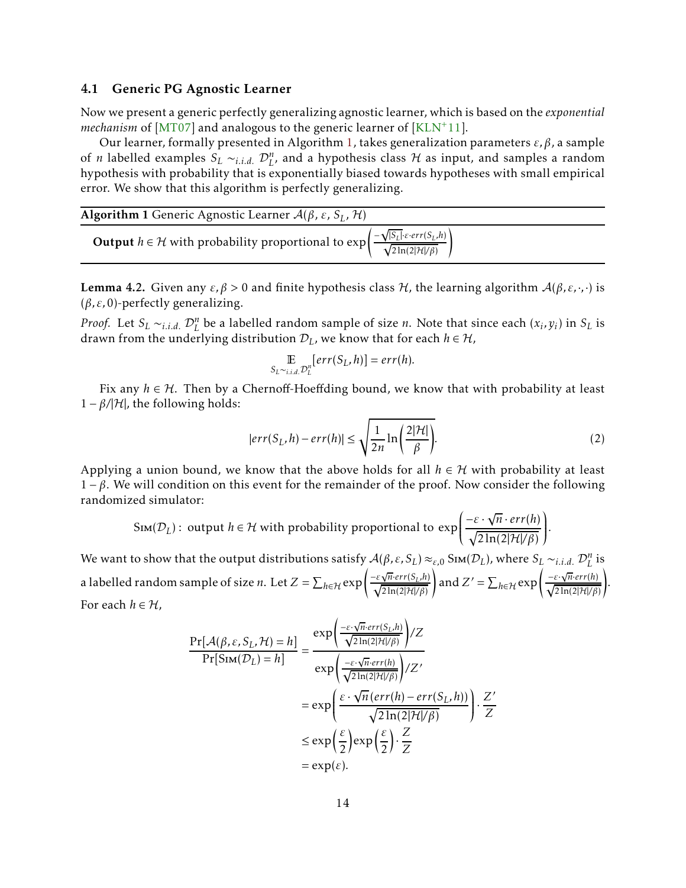### 4.1 Generic PG Agnostic Learner

Now we present a generic perfectly generalizing agnostic learner, which is based on the *exponential mechanism* of [MT07] and analogous to the generic learner of [KLN+11].

Our learner, formally presented in Algorithm 1, takes generalization parameters $\varepsilon, \beta$, a sample of $n$ labelled examples $S_L \sim_{i.i.d.} \mathcal{D}_L^n$, and a hypothesis class $\mathcal{H}$ as input, and samples a random hypothesis with probability that is exponentially biased towards hypotheses with small empirical error. We show that this algorithm is perfectly generalizing.

---

**Algorithm 1** Generic Agnostic Learner $\mathcal{A}(\beta, \varepsilon, S_L, \mathcal{H})$

---

**Output** $h \in \mathcal{H}$ with probability proportional to $\exp\left(\frac{-\sqrt{|S_L|} \cdot \varepsilon \cdot err(S_L, h)}{\sqrt{2\ln(2|\mathcal{H}|/\beta)}}\right)$

---

**Lemma 4.2.** Given any $\varepsilon, \beta > 0$ and finite hypothesis class $\mathcal{H}$, the learning algorithm $\mathcal{A}(\beta, \varepsilon, \cdot, \cdot)$ is $(\beta, \varepsilon, 0)$-perfectly generalizing.

*Proof.* Let $S_L \sim_{i.i.d.} \mathcal{D}_L^n$ be a labelled random sample of size $n$. Note that since each $(x_i, y_i)$ in $S_L$ is drawn from the underlying distribution $\mathcal{D}_L$, we know that for each $h \in \mathcal{H}$,

$$\mathop{\mathbb{E}}_{S_L \sim_{i.i.d.} \mathcal{D}_L^n}[err(S_L, h)] = err(h).$$

Fix any $h \in \mathcal{H}$. Then by a Chernoff-Hoeffding bound, we know that with probability at least $1 - \beta/|\mathcal{H}|$, the following holds:

$$|err(S_L, h) - err(h)| \leq \sqrt{\frac{1}{2n} \ln\left(\frac{2|\mathcal{H}|}{\beta}\right)}. \tag{2}$$

Applying a union bound, we know that the above holds for all $h \in \mathcal{H}$ with probability at least $1 - \beta$. We will condition on this event for the remainder of the proof. Now consider the following randomized simulator:

$$\textsc{Sim}(\mathcal{D}_L): \text{ output } h \in \mathcal{H} \text{ with probability proportional to } \exp\left(\frac{-\varepsilon \cdot \sqrt{n} \cdot err(h)}{\sqrt{2\ln(2|\mathcal{H}|/\beta)}}\right).$$

We want to show that the output distributions satisfy $\mathcal{A}(\beta, \varepsilon, S_L) \approx_{\varepsilon, 0} \textsc{Sim}(\mathcal{D}_L)$, where $S_L \sim_{i.i.d.} \mathcal{D}_L^n$ is a labelled random sample of size $n$. Let $Z = \sum_{h \in \mathcal{H}} \exp\left(\frac{-\varepsilon\sqrt{n} \cdot err(S_L, h)}{\sqrt{2\ln(2|\mathcal{H}|/\beta)}}\right)$ and $Z' = \sum_{h \in \mathcal{H}} \exp\left(\frac{-\varepsilon \cdot \sqrt{n} \cdot err(h)}{\sqrt{2\ln(2|\mathcal{H}|/\beta)}}\right)$. For each $h \in \mathcal{H}$,

$$\begin{aligned}
\frac{\Pr[\mathcal{A}(\beta, \varepsilon, S_L, \mathcal{H}) = h]}{\Pr[\textsc{Sim}(\mathcal{D}_L) = h]} &= \frac{\exp\left(\frac{-\varepsilon \cdot \sqrt{n} \cdot err(S_L, h)}{\sqrt{2\ln(2|\mathcal{H}|/\beta)}}\right)/Z}{\exp\left(\frac{-\varepsilon \cdot \sqrt{n} \cdot err(h)}{\sqrt{2\ln(2|\mathcal{H}|/\beta)}}\right)/Z'} \\
&= \exp\left(\frac{\varepsilon \cdot \sqrt{n}(err(h) - err(S_L, h))}{\sqrt{2\ln(2|\mathcal{H}|/\beta)}}\right) \cdot \frac{Z'}{Z} \\
&\leq \exp\left(\frac{\varepsilon}{2}\right) \exp\left(\frac{\varepsilon}{2}\right) \cdot \frac{Z}{Z} \\
&= \exp(\varepsilon).
\end{aligned}$$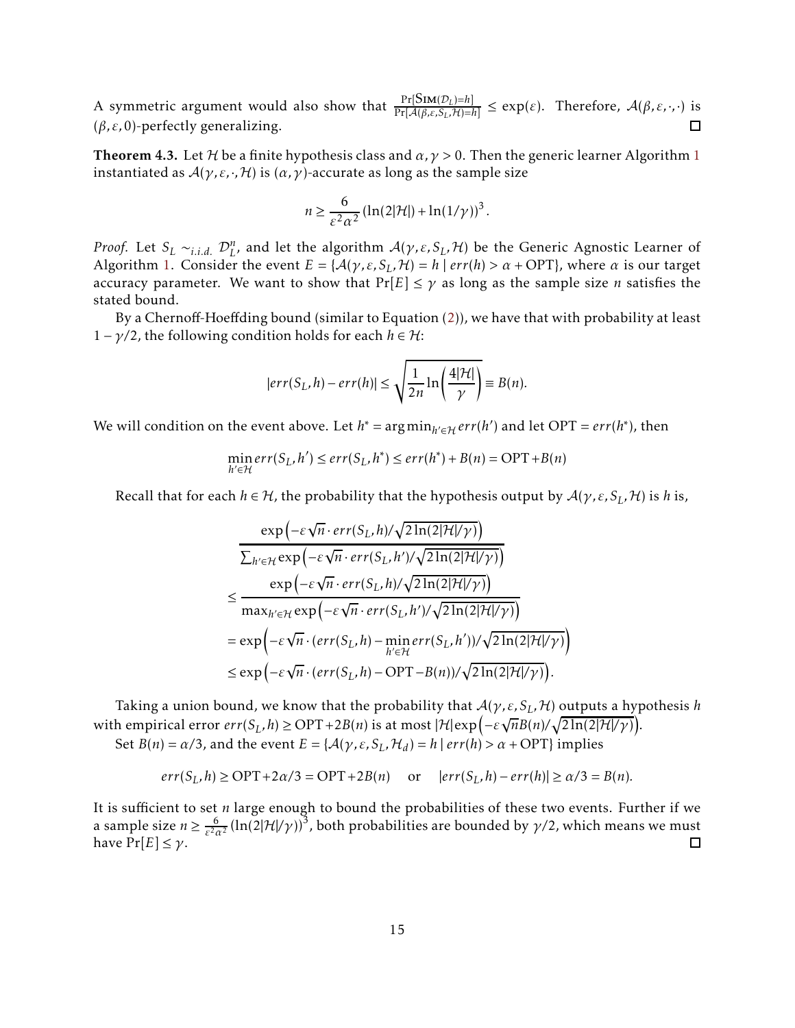A symmetric argument would also show that $\frac{\Pr[\textsc{Sim}(\mathcal{D}_L)=h]}{\Pr[\mathcal{A}(\beta,\varepsilon,S_L,\mathcal{H})=h]} \leq \exp(\varepsilon)$. Therefore, $\mathcal{A}(\beta,\varepsilon,\cdot,\cdot)$ is $(\beta,\varepsilon,0)$-perfectly generalizing. ☐

**Theorem 4.3.** Let $\mathcal{H}$ be a finite hypothesis class and $\alpha,\gamma > 0$. Then the generic learner Algorithm 1 instantiated as $\mathcal{A}(\gamma,\varepsilon,\cdot,\mathcal{H})$ is $(\alpha,\gamma)$-accurate as long as the sample size

$$n \geq \frac{6}{\varepsilon^2\alpha^2}\left(\ln(2|\mathcal{H}|)+\ln(1/\gamma)\right)^3.$$

*Proof.* Let $S_L \sim_{i.i.d.} \mathcal{D}_L^n$, and let the algorithm $\mathcal{A}(\gamma,\varepsilon,S_L,\mathcal{H})$ be the Generic Agnostic Learner of Algorithm 1. Consider the event $E = \{\mathcal{A}(\gamma,\varepsilon,S_L,\mathcal{H}) = h \mid err(h) > \alpha + \mathrm{OPT}\}$, where $\alpha$ is our target accuracy parameter. We want to show that $\Pr[E] \leq \gamma$ as long as the sample size $n$ satisfies the stated bound.

By a Chernoff-Hoeffding bound (similar to Equation (2)), we have that with probability at least $1-\gamma/2$, the following condition holds for each $h \in \mathcal{H}$:

$$|err(S_L,h) - err(h)| \leq \sqrt{\frac{1}{2n}\ln\left(\frac{4|\mathcal{H}|}{\gamma}\right)} \equiv B(n).$$

We will condition on the event above. Let $h^* = \arg\min_{h'\in\mathcal{H}} err(h')$ and let $\mathrm{OPT} = err(h^*)$, then

$$\min_{h'\in\mathcal{H}} err(S_L,h') \leq err(S_L,h^*) \leq err(h^*) + B(n) = \mathrm{OPT} + B(n)$$

Recall that for each $h \in \mathcal{H}$, the probability that the hypothesis output by $\mathcal{A}(\gamma,\varepsilon,S_L,\mathcal{H})$ is $h$ is,

$$
\begin{aligned}
&\frac{\exp\left(-\varepsilon\sqrt{n}\cdot err(S_L,h)/\sqrt{2\ln(2|\mathcal{H}|/\gamma)}\right)}{\sum_{h'\in\mathcal{H}}\exp\left(-\varepsilon\sqrt{n}\cdot err(S_L,h')/\sqrt{2\ln(2|\mathcal{H}|/\gamma)}\right)} \\
&\leq \frac{\exp\left(-\varepsilon\sqrt{n}\cdot err(S_L,h)/\sqrt{2\ln(2|\mathcal{H}|/\gamma)}\right)}{\max_{h'\in\mathcal{H}}\exp\left(-\varepsilon\sqrt{n}\cdot err(S_L,h')/\sqrt{2\ln(2|\mathcal{H}|/\gamma)}\right)} \\
&= \exp\left(-\varepsilon\sqrt{n}\cdot \left(err(S_L,h) - \min_{h'\in\mathcal{H}} err(S_L,h')\right)/\sqrt{2\ln(2|\mathcal{H}|/\gamma)}\right) \\
&\leq \exp\left(-\varepsilon\sqrt{n}\cdot \left(err(S_L,h) - \mathrm{OPT} - B(n)\right)/\sqrt{2\ln(2|\mathcal{H}|/\gamma)}\right).
\end{aligned}
$$

Taking a union bound, we know that the probability that $\mathcal{A}(\gamma,\varepsilon,S_L,\mathcal{H})$ outputs a hypothesis $h$ with empirical error $err(S_L,h) \geq \mathrm{OPT} + 2B(n)$ is at most $|\mathcal{H}|\exp\left(-\varepsilon\sqrt{n}B(n)/\sqrt{2\ln(2|\mathcal{H}|/\gamma)}\right)$.

Set $B(n) = \alpha/3$, and the event $E = \{\mathcal{A}(\gamma,\varepsilon,S_L,\mathcal{H}_d) = h \mid err(h) > \alpha + \mathrm{OPT}\}$ implies

$$err(S_L,h) \geq \mathrm{OPT} + 2\alpha/3 = \mathrm{OPT} + 2B(n) \quad \text{ or } \quad |err(S_L,h) - err(h)| \geq \alpha/3 = B(n).$$

It is sufficient to set $n$ large enough to bound the probabilities of these two events. Further if we a sample size $n \geq \frac{6}{\varepsilon^2\alpha^2}\left(\ln(2|\mathcal{H}|/\gamma)\right)^3$, both probabilities are bounded by $\gamma/2$, which means we must have $\Pr[E] \leq \gamma$. ☐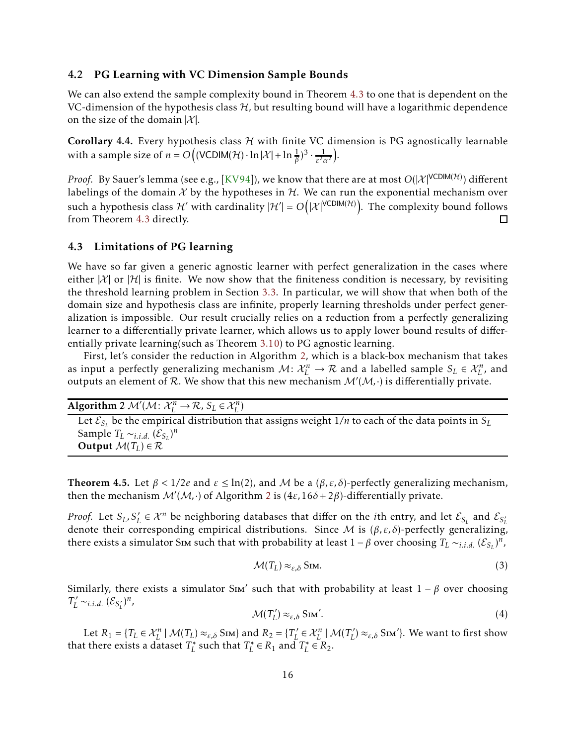### 4.2 PG Learning with VC Dimension Sample Bounds

We can also extend the sample complexity bound in Theorem 4.3 to one that is dependent on the VC-dimension of the hypothesis class $\mathcal{H}$, but resulting bound will have a logarithmic dependence on the size of the domain $|\mathcal{X}|$.

**Corollary 4.4.** Every hypothesis class $\mathcal{H}$ with finite VC dimension is PG agnostically learnable with a sample size of $n = O\left((\mathsf{VCDIM}(\mathcal{H}) \cdot \ln|\mathcal{X}| + \ln\frac{1}{\beta})^3 \cdot \frac{1}{\varepsilon^2\alpha^2}\right)$.

*Proof.* By Sauer's lemma (see e.g., [KV94]), we know that there are at most $O(|\mathcal{X}|^{\mathsf{VCDIM}(\mathcal{H})})$ different labelings of the domain $\mathcal{X}$ by the hypotheses in $\mathcal{H}$. We can run the exponential mechanism over such a hypothesis class $\mathcal{H}'$ with cardinality $|\mathcal{H}'| = O\left(|\mathcal{X}|^{\mathsf{VCDIM}(\mathcal{H})}\right)$. The complexity bound follows from Theorem 4.3 directly. □

### 4.3 Limitations of PG learning

We have so far given a generic agnostic learner with perfect generalization in the cases where either $|\mathcal{X}|$ or $|\mathcal{H}|$ is finite. We now show that the finiteness condition is necessary, by revisiting the threshold learning problem in Section 3.3. In particular, we will show that when both of the domain size and hypothesis class are infinite, properly learning thresholds under perfect generalization is impossible. Our result crucially relies on a reduction from a perfectly generalizing learner to a differentially private learner, which allows us to apply lower bound results of differentially private learning(such as Theorem 3.10) to PG agnostic learning.

First, let's consider the reduction in Algorithm 2, which is a black-box mechanism that takes as input a perfectly generalizing mechanism $\mathcal{M}\colon \mathcal{X}_L^n \to \mathcal{R}$ and a labelled sample $S_L \in \mathcal{X}_L^n$, and outputs an element of $\mathcal{R}$. We show that this new mechanism $\mathcal{M}'(\mathcal{M}, \cdot)$ is differentially private.

**Algorithm 2** $\mathcal{M}'(\mathcal{M}\colon \mathcal{X}_L^n \to \mathcal{R},\, S_L \in \mathcal{X}_L^n)$

Let $\mathcal{E}_{S_L}$ be the empirical distribution that assigns weight $1/n$ to each of the data points in $S_L$
Sample $T_L \sim_{i.i.d.} (\mathcal{E}_{S_L})^n$
**Output** $\mathcal{M}(T_L) \in \mathcal{R}$

**Theorem 4.5.** Let $\beta < 1/2e$ and $\varepsilon \le \ln(2)$, and $\mathcal{M}$ be a $(\beta, \varepsilon, \delta)$-perfectly generalizing mechanism, then the mechanism $\mathcal{M}'(\mathcal{M}, \cdot)$ of Algorithm 2 is $(4\varepsilon, 16\delta + 2\beta)$-differentially private.

*Proof.* Let $S_L, S_L' \in \mathcal{X}^n$ be neighboring databases that differ on the $i$th entry, and let $\mathcal{E}_{S_L}$ and $\mathcal{E}_{S_L'}$ denote their corresponding empirical distributions. Since $\mathcal{M}$ is $(\beta, \varepsilon, \delta)$-perfectly generalizing, there exists a simulator Sim such that with probability at least $1 - \beta$ over choosing $T_L \sim_{i.i.d.} (\mathcal{E}_{S_L})^n$,

$$\mathcal{M}(T_L) \approx_{\varepsilon,\delta} \textsc{Sim}. \tag{3}$$

Similarly, there exists a simulator Sim′ such that with probability at least $1 - \beta$ over choosing $T_L' \sim_{i.i.d.} (\mathcal{E}_{S_L'})^n$,

$$\mathcal{M}(T_L') \approx_{\varepsilon,\delta} \textsc{Sim}'. \tag{4}$$

Let $R_1 = \{T_L \in \mathcal{X}_L^n \mid \mathcal{M}(T_L) \approx_{\varepsilon,\delta} \textsc{Sim}\}$ and $R_2 = \{T_L' \in \mathcal{X}_L^n \mid \mathcal{M}(T_L') \approx_{\varepsilon,\delta} \textsc{Sim}'\}$. We want to first show that there exists a dataset $T_L^*$ such that $T_L^* \in R_1$ and $T_L^* \in R_2$.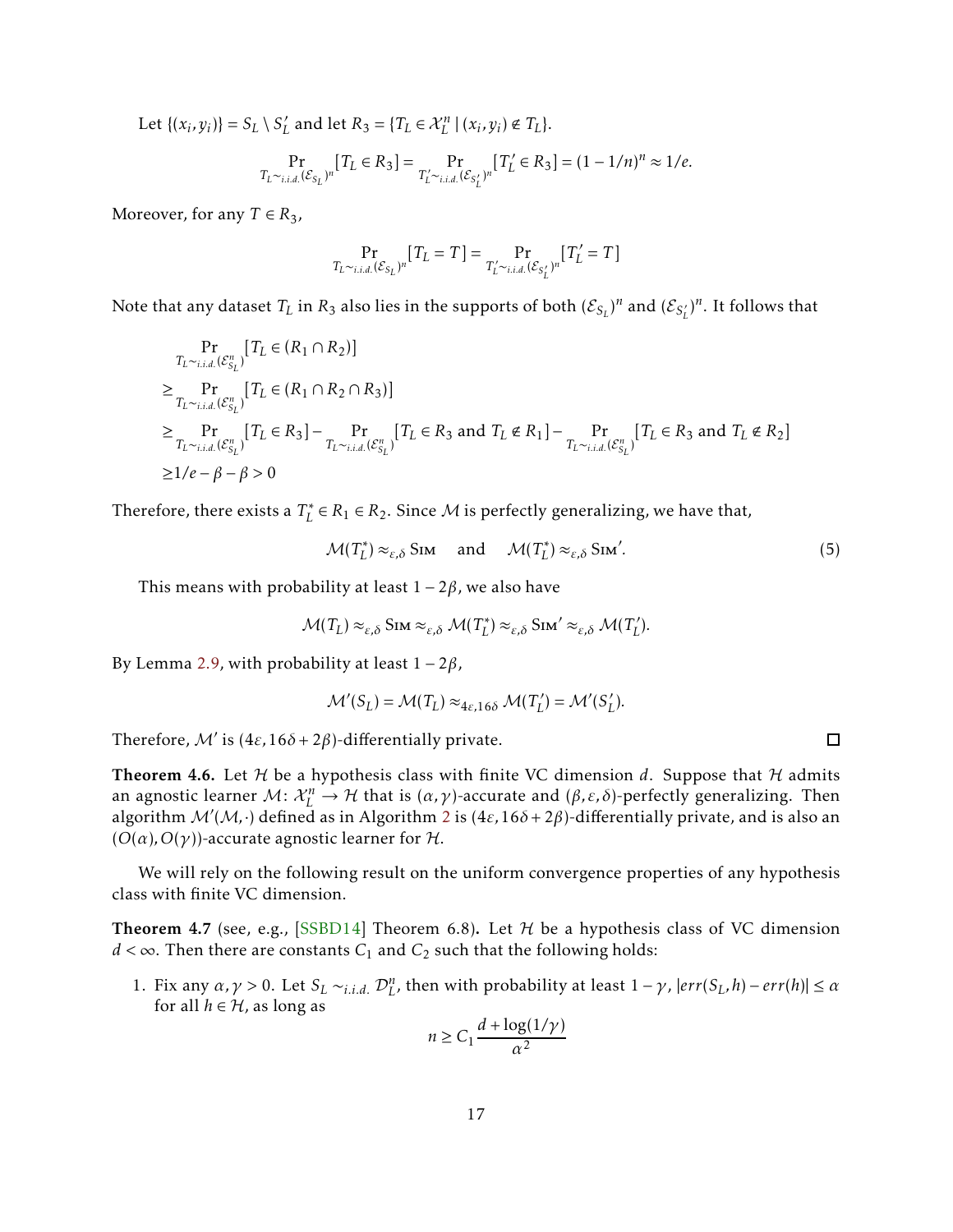Let $\{(x_i, y_i)\} = S_L \setminus S_L'$ and let $R_3 = \{T_L \in \mathcal{X}_L^n \mid (x_i, y_i) \notin T_L\}$.

$$\Pr_{T_L \sim_{i.i.d.} (\mathcal{E}_{S_L})^n}[T_L \in R_3] = \Pr_{T_L' \sim_{i.i.d.} (\mathcal{E}_{S_L'})^n}[T_L' \in R_3] = (1 - 1/n)^n \approx 1/e.$$

Moreover, for any $T \in R_3$,

$$\Pr_{T_L \sim_{i.i.d.} (\mathcal{E}_{S_L})^n}[T_L = T] = \Pr_{T_L' \sim_{i.i.d.} (\mathcal{E}_{S_L'})^n}[T_L' = T]$$

Note that any dataset $T_L$ in $R_3$ also lies in the supports of both $(\mathcal{E}_{S_L})^n$ and $(\mathcal{E}_{S_L'})^n$. It follows that

$$\begin{aligned}
&\Pr_{T_L \sim_{i.i.d.} (\mathcal{E}_{S_L}^n)}[T_L \in (R_1 \cap R_2)] \\
\geq &\Pr_{T_L \sim_{i.i.d.} (\mathcal{E}_{S_L}^n)}[T_L \in (R_1 \cap R_2 \cap R_3)] \\
\geq &\Pr_{T_L \sim_{i.i.d.} (\mathcal{E}_{S_L}^n)}[T_L \in R_3] - \Pr_{T_L \sim_{i.i.d.} (\mathcal{E}_{S_L}^n)}[T_L \in R_3 \text{ and } T_L \notin R_1] - \Pr_{T_L \sim_{i.i.d.} (\mathcal{E}_{S_L}^n)}[T_L \in R_3 \text{ and } T_L \notin R_2] \\
\geq &1/e - \beta - \beta > 0
\end{aligned}$$

Therefore, there exists a $T_L^* \in R_1 \in R_2$. Since $\mathcal{M}$ is perfectly generalizing, we have that,

$$\mathcal{M}(T_L^*) \approx_{\varepsilon,\delta} \textsc{Sim} \quad \text{and} \quad \mathcal{M}(T_L^*) \approx_{\varepsilon,\delta} \textsc{Sim}'. \tag{5}$$

This means with probability at least $1 - 2\beta$, we also have

$$\mathcal{M}(T_L) \approx_{\varepsilon,\delta} \textsc{Sim} \approx_{\varepsilon,\delta} \mathcal{M}(T_L^*) \approx_{\varepsilon,\delta} \textsc{Sim}' \approx_{\varepsilon,\delta} \mathcal{M}(T_L').$$

By Lemma 2.9, with probability at least $1 - 2\beta$,

$$\mathcal{M}'(S_L) = \mathcal{M}(T_L) \approx_{4\varepsilon,16\delta} \mathcal{M}(T_L') = \mathcal{M}'(S_L').$$

Therefore, $\mathcal{M}'$ is $(4\varepsilon, 16\delta + 2\beta)$-differentially private. ☐

**Theorem 4.6.** Let $\mathcal{H}$ be a hypothesis class with finite VC dimension $d$. Suppose that $\mathcal{H}$ admits an agnostic learner $\mathcal{M}\colon \mathcal{X}_L^n \to \mathcal{H}$ that is $(\alpha, \gamma)$-accurate and $(\beta, \varepsilon, \delta)$-perfectly generalizing. Then algorithm $\mathcal{M}'(\mathcal{M}, \cdot)$ defined as in Algorithm 2 is $(4\varepsilon, 16\delta + 2\beta)$-differentially private, and is also an $(O(\alpha), O(\gamma))$-accurate agnostic learner for $\mathcal{H}$.

We will rely on the following result on the uniform convergence properties of any hypothesis class with finite VC dimension.

**Theorem 4.7** (see, e.g., [SSBD14] Theorem 6.8)**.** Let $\mathcal{H}$ be a hypothesis class of VC dimension $d < \infty$. Then there are constants $C_1$ and $C_2$ such that the following holds:

1. Fix any $\alpha, \gamma > 0$. Let $S_L \sim_{i.i.d.} \mathcal{D}_L^n$, then with probability at least $1 - \gamma$, $|err(S_L, h) - err(h)| \leq \alpha$ for all $h \in \mathcal{H}$, as long as
$$n \geq C_1 \frac{d + \log(1/\gamma)}{\alpha^2}$$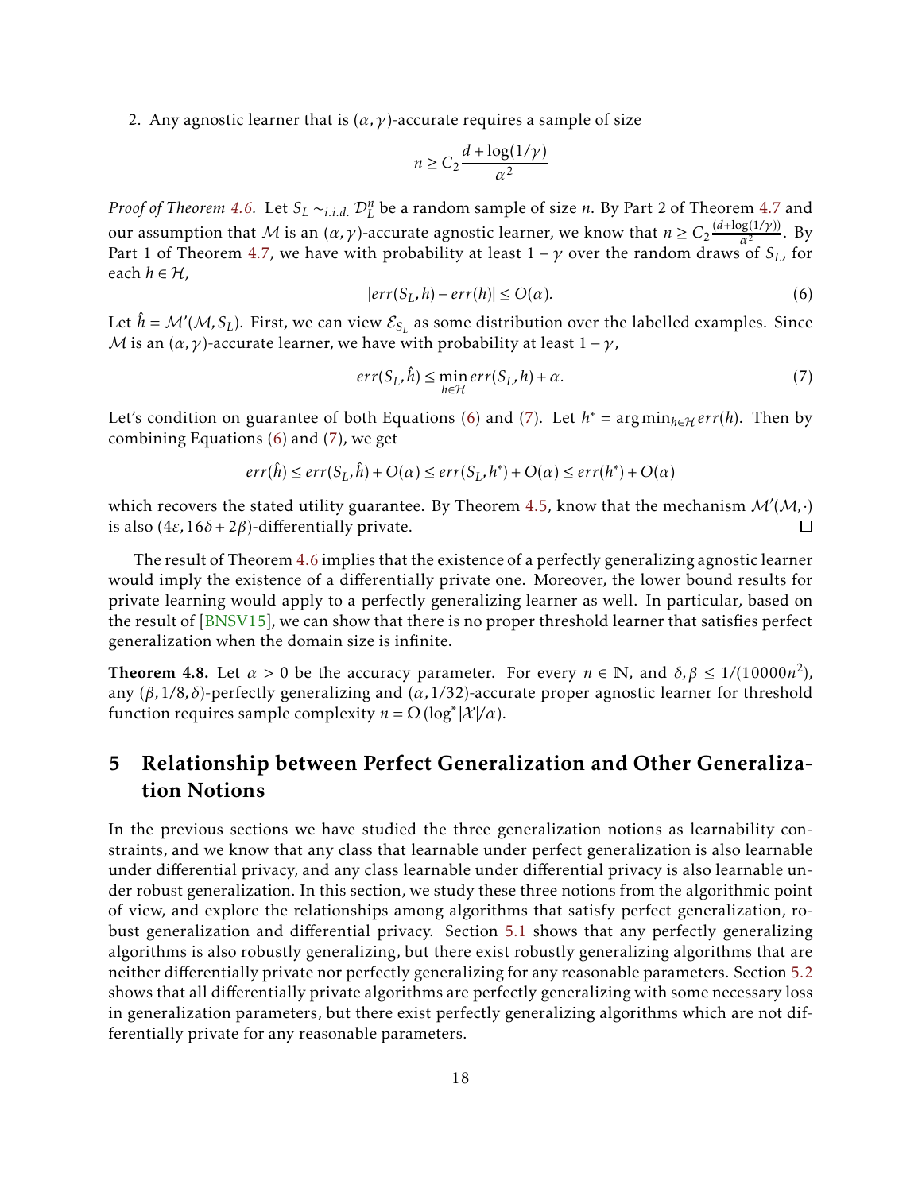2. Any agnostic learner that is $(\alpha, \gamma)$-accurate requires a sample of size

$$n \geq C_2 \frac{d + \log(1/\gamma)}{\alpha^2}$$

*Proof of Theorem 4.6.* Let $S_L \sim_{i.i.d.} \mathcal{D}_L^n$ be a random sample of size $n$. By Part 2 of Theorem 4.7 and our assumption that $\mathcal{M}$ is an $(\alpha, \gamma)$-accurate agnostic learner, we know that $n \geq C_2 \frac{(d+\log(1/\gamma))}{\alpha^2}$. By Part 1 of Theorem 4.7, we have with probability at least $1 - \gamma$ over the random draws of $S_L$, for each $h \in \mathcal{H}$,

$$|err(S_L, h) - err(h)| \leq O(\alpha). \tag{6}$$

Let $\hat{h} = \mathcal{M}'(\mathcal{M}, S_L)$. First, we can view $\mathcal{E}_{S_L}$ as some distribution over the labelled examples. Since $\mathcal{M}$ is an $(\alpha, \gamma)$-accurate learner, we have with probability at least $1 - \gamma$,

$$err(S_L, \hat{h}) \leq \min_{h \in \mathcal{H}} err(S_L, h) + \alpha. \tag{7}$$

Let's condition on guarantee of both Equations (6) and (7). Let $h^* = \arg\min_{h \in \mathcal{H}} err(h)$. Then by combining Equations (6) and (7), we get

$$err(\hat{h}) \leq err(S_L, \hat{h}) + O(\alpha) \leq err(S_L, h^*) + O(\alpha) \leq err(h^*) + O(\alpha)$$

which recovers the stated utility guarantee. By Theorem 4.5, know that the mechanism $\mathcal{M}'(\mathcal{M}, \cdot)$ is also $(4\varepsilon, 16\delta + 2\beta)$-differentially private. □

The result of Theorem 4.6 implies that the existence of a perfectly generalizing agnostic learner would imply the existence of a differentially private one. Moreover, the lower bound results for private learning would apply to a perfectly generalizing learner as well. In particular, based on the result of [BNSV15], we can show that there is no proper threshold learner that satisfies perfect generalization when the domain size is infinite.

**Theorem 4.8.** Let $\alpha > 0$ be the accuracy parameter. For every $n \in \mathbb{N}$, and $\delta, \beta \leq 1/(10000n^2)$, any $(\beta, 1/8, \delta)$-perfectly generalizing and $(\alpha, 1/32)$-accurate proper agnostic learner for threshold function requires sample complexity $n = \Omega(\log^* |\mathcal{X}|/\alpha)$.

# 5 Relationship between Perfect Generalization and Other Generalization Notions

In the previous sections we have studied the three generalization notions as learnability constraints, and we know that any class that learnable under perfect generalization is also learnable under differential privacy, and any class learnable under differential privacy is also learnable under robust generalization. In this section, we study these three notions from the algorithmic point of view, and explore the relationships among algorithms that satisfy perfect generalization, robust generalization and differential privacy. Section 5.1 shows that any perfectly generalizing algorithms is also robustly generalizing, but there exist robustly generalizing algorithms that are neither differentially private nor perfectly generalizing for any reasonable parameters. Section 5.2 shows that all differentially private algorithms are perfectly generalizing with some necessary loss in generalization parameters, but there exist perfectly generalizing algorithms which are not differentially private for any reasonable parameters.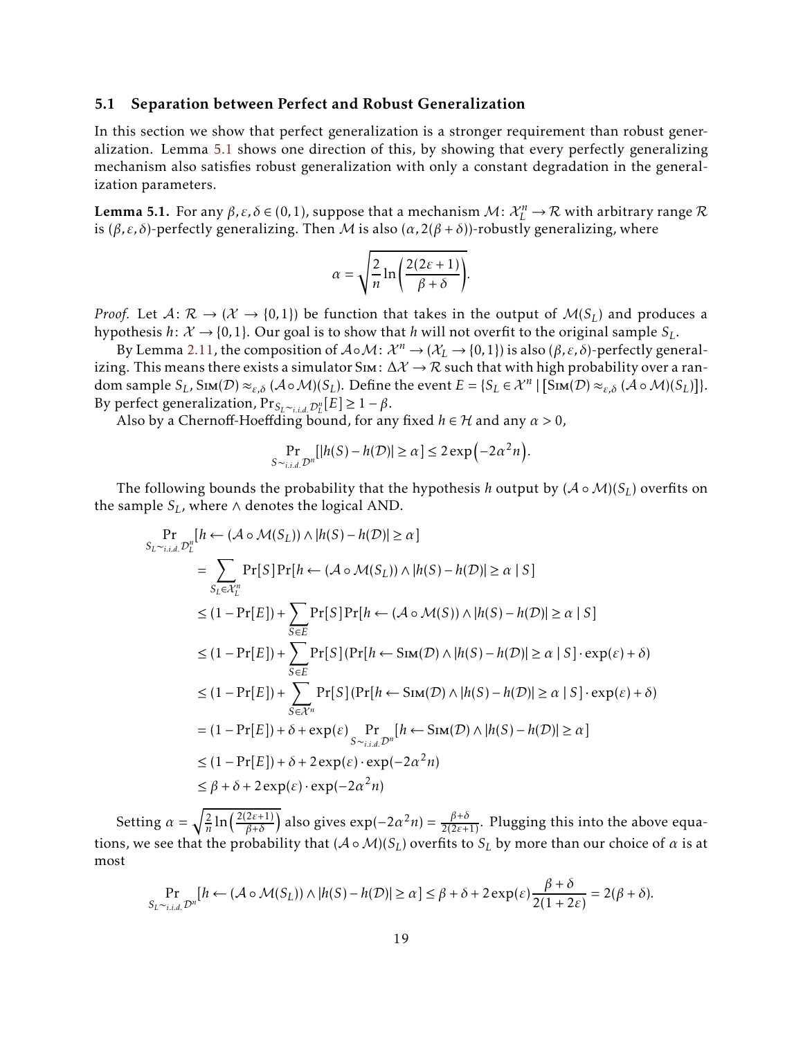### 5.1 Separation between Perfect and Robust Generalization

In this section we show that perfect generalization is a stronger requirement than robust generalization. Lemma 5.1 shows one direction of this, by showing that every perfectly generalizing mechanism also satisfies robust generalization with only a constant degradation in the generalization parameters.

**Lemma 5.1.** *For any $\beta, \varepsilon, \delta \in (0,1)$, suppose that a mechanism $\mathcal{M}\colon \mathcal{X}_L^n \to \mathcal{R}$ with arbitrary range $\mathcal{R}$ is $(\beta,\varepsilon,\delta)$-perfectly generalizing. Then $\mathcal{M}$ is also $(\alpha, 2(\beta+\delta))$-robustly generalizing, where*

$$\alpha = \sqrt{\frac{2}{n}\ln\left(\frac{2(2\varepsilon+1)}{\beta+\delta}\right)}.$$

*Proof.* Let $\mathcal{A}\colon \mathcal{R} \to (\mathcal{X} \to \{0,1\})$ be function that takes in the output of $\mathcal{M}(S_L)$ and produces a hypothesis $h\colon \mathcal{X} \to \{0,1\}$. Our goal is to show that $h$ will not overfit to the original sample $S_L$.

By Lemma 2.11, the composition of $\mathcal{A}\circ\mathcal{M}\colon \mathcal{X}^n \to (\mathcal{X}_L \to \{0,1\})$ is also $(\beta,\varepsilon,\delta)$-perfectly generalizing. This means there exists a simulator $\textsc{Sim}\colon \Delta\mathcal{X} \to \mathcal{R}$ such that with high probability over a random sample $S_L$, $\textsc{Sim}(\mathcal{D}) \approx_{\varepsilon,\delta} (\mathcal{A}\circ\mathcal{M})(S_L)$. Define the event $E = \{S_L \in \mathcal{X}^n \mid [\textsc{Sim}(\mathcal{D}) \approx_{\varepsilon,\delta} (\mathcal{A}\circ\mathcal{M})(S_L)]\}$. By perfect generalization, $\Pr_{S_L \sim_{i.i.d.} \mathcal{D}_L^n}[E] \geq 1-\beta$.

Also by a Chernoff-Hoeffding bound, for any fixed $h \in \mathcal{H}$ and any $\alpha > 0$,

$$\Pr_{S\sim_{i.i.d.}\mathcal{D}^n}[|h(S) - h(\mathcal{D})| \geq \alpha] \leq 2\exp\left(-2\alpha^2 n\right).$$

The following bounds the probability that the hypothesis $h$ output by $(\mathcal{A}\circ\mathcal{M})(S_L)$ overfits on the sample $S_L$, where $\wedge$ denotes the logical AND.

$$\begin{aligned}
&\Pr_{S_L\sim_{i.i.d.}\mathcal{D}_L^n}[h \leftarrow (\mathcal{A}\circ\mathcal{M}(S_L)) \wedge |h(S) - h(\mathcal{D})| \geq \alpha] \\
&\quad= \sum_{S_L \in \mathcal{X}_L^n} \Pr[S]\Pr[h \leftarrow (\mathcal{A}\circ\mathcal{M}(S_L)) \wedge |h(S) - h(\mathcal{D})| \geq \alpha \mid S] \\
&\quad\leq (1 - \Pr[E]) + \sum_{S\in E} \Pr[S]\Pr[h \leftarrow (\mathcal{A}\circ\mathcal{M}(S)) \wedge |h(S) - h(\mathcal{D})| \geq \alpha \mid S] \\
&\quad\leq (1 - \Pr[E]) + \sum_{S\in E} \Pr[S](\Pr[h \leftarrow \textsc{Sim}(\mathcal{D}) \wedge |h(S) - h(\mathcal{D})| \geq \alpha \mid S]\cdot\exp(\varepsilon) + \delta) \\
&\quad\leq (1 - \Pr[E]) + \sum_{S\in \mathcal{X}^n} \Pr[S](\Pr[h \leftarrow \textsc{Sim}(\mathcal{D}) \wedge |h(S) - h(\mathcal{D})| \geq \alpha \mid S]\cdot\exp(\varepsilon) + \delta) \\
&\quad= (1 - \Pr[E]) + \delta + \exp(\varepsilon)\Pr_{S\sim_{i.i.d.}\mathcal{D}^n}[h \leftarrow \textsc{Sim}(\mathcal{D}) \wedge |h(S) - h(\mathcal{D})| \geq \alpha] \\
&\quad\leq (1 - \Pr[E]) + \delta + 2\exp(\varepsilon)\cdot\exp(-2\alpha^2 n) \\
&\quad\leq \beta + \delta + 2\exp(\varepsilon)\cdot\exp(-2\alpha^2 n)
\end{aligned}$$

Setting $\alpha = \sqrt{\frac{2}{n}\ln\left(\frac{2(2\varepsilon+1)}{\beta+\delta}\right)}$ also gives $\exp(-2\alpha^2 n) = \frac{\beta+\delta}{2(2\varepsilon+1)}$. Plugging this into the above equations, we see that the probability that $(\mathcal{A}\circ\mathcal{M})(S_L)$ overfits to $S_L$ by more than our choice of $\alpha$ is at most

$$\Pr_{S_L\sim_{i.i.d.}\mathcal{D}^n}[h \leftarrow (\mathcal{A}\circ\mathcal{M}(S_L)) \wedge |h(S) - h(\mathcal{D})| \geq \alpha] \leq \beta + \delta + 2\exp(\varepsilon)\frac{\beta+\delta}{2(1+2\varepsilon)} = 2(\beta+\delta).$$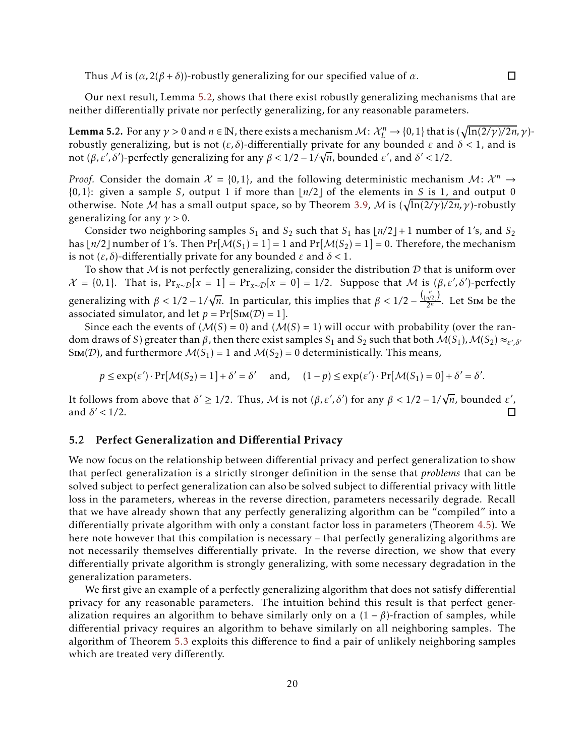Thus $\mathcal{M}$ is $(\alpha, 2(\beta+\delta))$-robustly generalizing for our specified value of $\alpha$. ∎

Our next result, Lemma 5.2, shows that there exist robustly generalizing mechanisms that are neither differentially private nor perfectly generalizing, for any reasonable parameters.

**Lemma 5.2.** For any $\gamma > 0$ and $n \in \mathbb{N}$, there exists a mechanism $\mathcal{M} \colon \mathcal{X}_L^n \to \{0,1\}$ that is $(\sqrt{\ln(2/\gamma)/2n}, \gamma)$-robustly generalizing, but is not $(\varepsilon, \delta)$-differentially private for any bounded $\varepsilon$ and $\delta < 1$, and is not $(\beta, \varepsilon', \delta')$-perfectly generalizing for any $\beta < 1/2 - 1/\sqrt{n}$, bounded $\varepsilon'$, and $\delta' < 1/2$.

*Proof.* Consider the domain $\mathcal{X} = \{0,1\}$, and the following deterministic mechanism $\mathcal{M} \colon \mathcal{X}^n \to \{0,1\}$: given a sample $S$, output 1 if more than $\lfloor n/2 \rfloor$ of the elements in $S$ is 1, and output 0 otherwise. Note $\mathcal{M}$ has a small output space, so by Theorem 3.9, $\mathcal{M}$ is $(\sqrt{\ln(2/\gamma)/2n}, \gamma)$-robustly generalizing for any $\gamma > 0$.

Consider two neighboring samples $S_1$ and $S_2$ such that $S_1$ has $\lfloor n/2 \rfloor + 1$ number of 1's, and $S_2$ has $\lfloor n/2 \rfloor$ number of 1's. Then $\Pr[\mathcal{M}(S_1) = 1] = 1$ and $\Pr[\mathcal{M}(S_2) = 1] = 0$. Therefore, the mechanism is not $(\varepsilon, \delta)$-differentially private for any bounded $\varepsilon$ and $\delta < 1$.

To show that $\mathcal{M}$ is not perfectly generalizing, consider the distribution $\mathcal{D}$ that is uniform over $\mathcal{X} = \{0,1\}$. That is, $\Pr_{x \sim \mathcal{D}}[x = 1] = \Pr_{x \sim \mathcal{D}}[x = 0] = 1/2$. Suppose that $\mathcal{M}$ is $(\beta, \varepsilon', \delta')$-perfectly generalizing with $\beta < 1/2 - 1/\sqrt{n}$. In particular, this implies that $\beta < 1/2 - \frac{\binom{n}{\lfloor n/2 \rfloor}}{2^n}$. Let $\textsc{Sim}$ be the associated simulator, and let $p = \Pr[\textsc{Sim}(\mathcal{D}) = 1]$.

Since each the events of $(\mathcal{M}(S) = 0)$ and $(\mathcal{M}(S) = 1)$ will occur with probability (over the random draws of $S$) greater than $\beta$, then there exist samples $S_1$ and $S_2$ such that both $\mathcal{M}(S_1), \mathcal{M}(S_2) \approx_{\varepsilon', \delta'} \textsc{Sim}(\mathcal{D})$, and furthermore $\mathcal{M}(S_1) = 1$ and $\mathcal{M}(S_2) = 0$ deterministically. This means,

$$p \leq \exp(\varepsilon') \cdot \Pr[\mathcal{M}(S_2) = 1] + \delta' = \delta' \quad \text{and,} \quad (1-p) \leq \exp(\varepsilon') \cdot \Pr[\mathcal{M}(S_1) = 0] + \delta' = \delta'.$$

It follows from above that $\delta' \geq 1/2$. Thus, $\mathcal{M}$ is not $(\beta, \varepsilon', \delta')$ for any $\beta < 1/2 - 1/\sqrt{n}$, bounded $\varepsilon'$, and $\delta' < 1/2$. ∎

## 5.2 Perfect Generalization and Differential Privacy

We now focus on the relationship between differential privacy and perfect generalization to show that perfect generalization is a strictly stronger definition in the sense that *problems* that can be solved subject to perfect generalization can also be solved subject to differential privacy with little loss in the parameters, whereas in the reverse direction, parameters necessarily degrade. Recall that we have already shown that any perfectly generalizing algorithm can be "compiled" into a differentially private algorithm with only a constant factor loss in parameters (Theorem 4.5). We here note however that this compilation is necessary – that perfectly generalizing algorithms are not necessarily themselves differentially private. In the reverse direction, we show that every differentially private algorithm is strongly generalizing, with some necessary degradation in the generalization parameters.

We first give an example of a perfectly generalizing algorithm that does not satisfy differential privacy for any reasonable parameters. The intuition behind this result is that perfect generalization requires an algorithm to behave similarly only on a $(1-\beta)$-fraction of samples, while differential privacy requires an algorithm to behave similarly on all neighboring samples. The algorithm of Theorem 5.3 exploits this difference to find a pair of unlikely neighboring samples which are treated very differently.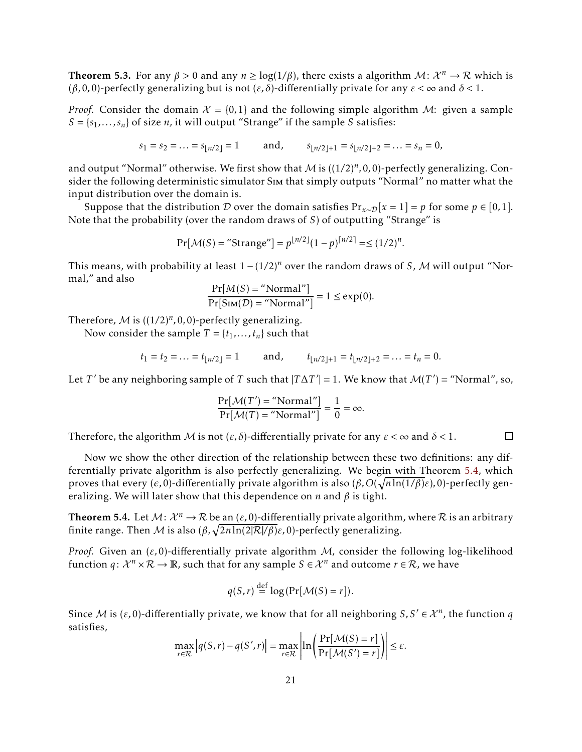**Theorem 5.3.** For any $\beta > 0$ and any $n \geq \log(1/\beta)$, there exists a algorithm $\mathcal{M}: \mathcal{X}^n \to \mathcal{R}$ which is $(\beta, 0, 0)$-perfectly generalizing but is not $(\varepsilon, \delta)$-differentially private for any $\varepsilon < \infty$ and $\delta < 1$.

*Proof.* Consider the domain $\mathcal{X} = \{0, 1\}$ and the following simple algorithm $\mathcal{M}$: given a sample $S = \{s_1, \ldots, s_n\}$ of size $n$, it will output "Strange" if the sample $S$ satisfies:

$$s_1 = s_2 = \ldots = s_{\lfloor n/2 \rfloor} = 1 \qquad \text{and,} \qquad s_{\lfloor n/2 \rfloor + 1} = s_{\lfloor n/2 \rfloor + 2} = \ldots = s_n = 0,$$

and output "Normal" otherwise. We first show that $\mathcal{M}$ is $((1/2)^n, 0, 0)$-perfectly generalizing. Consider the following deterministic simulator Sim that simply outputs "Normal" no matter what the input distribution over the domain is.

Suppose that the distribution $\mathcal{D}$ over the domain satisfies $\Pr_{x \sim \mathcal{D}}[x = 1] = p$ for some $p \in [0, 1]$. Note that the probability (over the random draws of $S$) of outputting "Strange" is

$$\Pr[\mathcal{M}(S) = \text{“Strange”}] = p^{\lfloor n/2 \rfloor}(1-p)^{\lceil n/2 \rceil} = \leq (1/2)^n.$$

This means, with probability at least $1 - (1/2)^n$ over the random draws of $S$, $\mathcal{M}$ will output "Normal," and also

$$\frac{\Pr[M(S) = \text{“Normal”}]}{\Pr[\textsc{Sim}(\mathcal{D}) = \text{“Normal”}]} = 1 \leq \exp(0).$$

Therefore, $\mathcal{M}$ is $((1/2)^n, 0, 0)$-perfectly generalizing.

Now consider the sample $T = \{t_1, \ldots, t_n\}$ such that

$$t_1 = t_2 = \ldots = t_{\lfloor n/2 \rfloor} = 1 \qquad \text{and,} \qquad t_{\lfloor n/2 \rfloor + 1} = t_{\lfloor n/2 \rfloor + 2} = \ldots = t_n = 0.$$

Let $T'$ be any neighboring sample of $T$ such that $|T \Delta T'| = 1$. We know that $\mathcal{M}(T') = $ "Normal", so,

$$\frac{\Pr[\mathcal{M}(T') = \text{“Normal”}]}{\Pr[\mathcal{M}(T) = \text{“Normal”}]} = \frac{1}{0} = \infty.$$

Therefore, the algorithm $\mathcal{M}$ is not $(\varepsilon, \delta)$-differentially private for any $\varepsilon < \infty$ and $\delta < 1$. $\square$

Now we show the other direction of the relationship between these two definitions: any differentially private algorithm is also perfectly generalizing. We begin with Theorem 5.4, which proves that every $(\epsilon, 0)$-differentially private algorithm is also $(\beta, O(\sqrt{n \ln(1/\beta)}\varepsilon), 0)$-perfectly generalizing. We will later show that this dependence on $n$ and $\beta$ is tight.

**Theorem 5.4.** Let $\mathcal{M}: \mathcal{X}^n \to \mathcal{R}$ be an $(\varepsilon, 0)$-differentially private algorithm, where $\mathcal{R}$ is an arbitrary finite range. Then $\mathcal{M}$ is also $(\beta, \sqrt{2n \ln(2|\mathcal{R}|/\beta)}\varepsilon, 0)$-perfectly generalizing.

*Proof.* Given an $(\varepsilon, 0)$-differentially private algorithm $\mathcal{M}$, consider the following log-likelihood function $q: \mathcal{X}^n \times \mathcal{R} \to \mathbb{R}$, such that for any sample $S \in \mathcal{X}^n$ and outcome $r \in \mathcal{R}$, we have

$$q(S, r) \stackrel{\text{def}}{=} \log(\Pr[\mathcal{M}(S) = r]).$$

Since $\mathcal{M}$ is $(\varepsilon, 0)$-differentially private, we know that for all neighboring $S, S' \in \mathcal{X}^n$, the function $q$ satisfies,

$$\max_{r \in \mathcal{R}} \left| q(S, r) - q(S', r) \right| = \max_{r \in \mathcal{R}} \left| \ln\left( \frac{\Pr[\mathcal{M}(S) = r]}{\Pr[\mathcal{M}(S') = r]} \right) \right| \leq \varepsilon.$$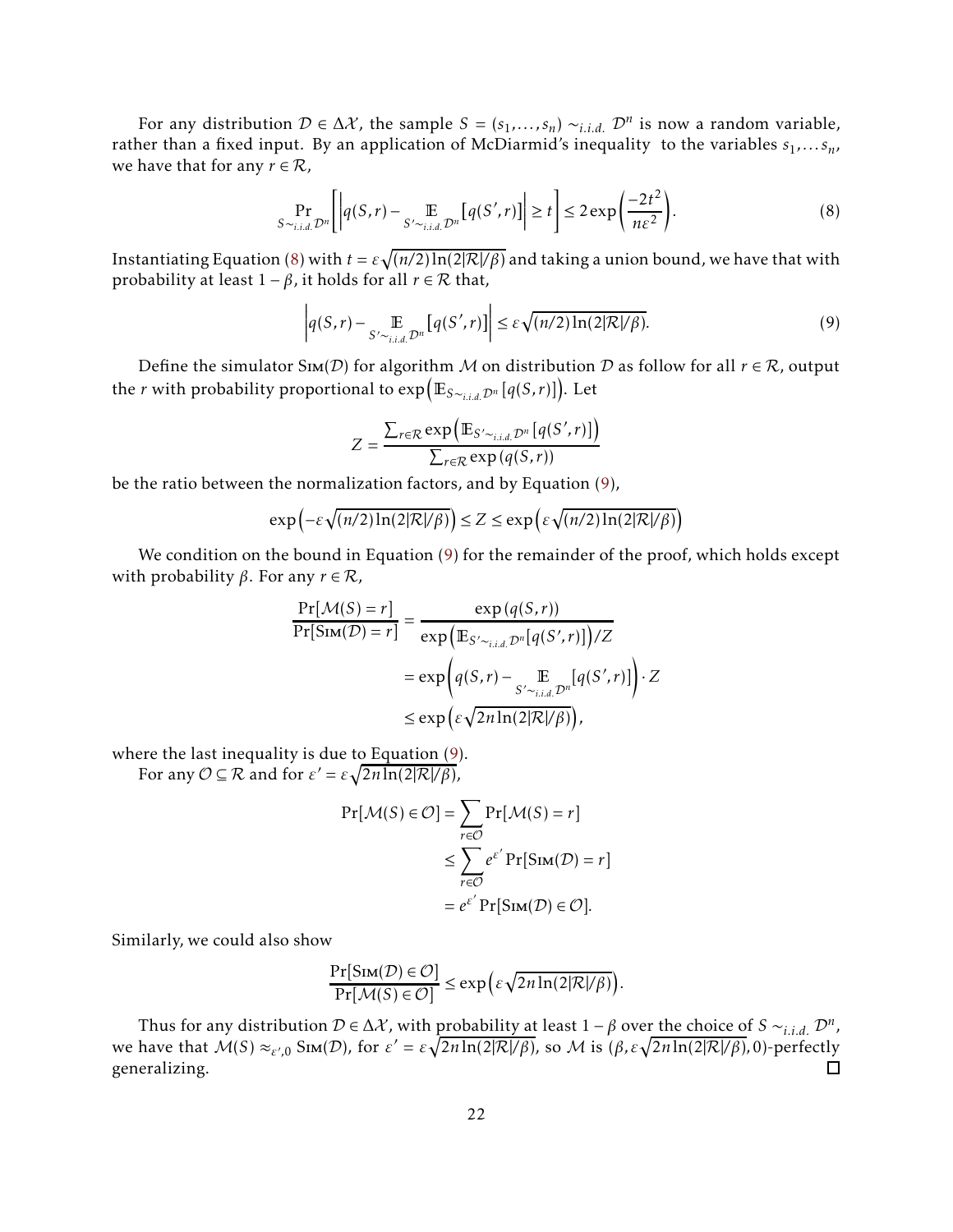For any distribution $\mathcal{D} \in \Delta\mathcal{X}$, the sample $S = (s_1, \ldots, s_n) \sim_{i.i.d.} \mathcal{D}^n$ is now a random variable, rather than a fixed input. By an application of McDiarmid's inequality to the variables $s_1, \ldots s_n$, we have that for any $r \in \mathcal{R}$,

$$\Pr_{S \sim_{i.i.d.} \mathcal{D}^n}\left[\left|q(S,r) - \mathop{\mathbb{E}}_{S' \sim_{i.i.d.} \mathcal{D}^n}[q(S',r)]\right| \geq t\right] \leq 2\exp\left(\frac{-2t^2}{n\varepsilon^2}\right). \tag{8}$$

Instantiating Equation (8) with $t = \varepsilon\sqrt{(n/2)\ln(2|\mathcal{R}|/\beta)}$ and taking a union bound, we have that with probability at least $1-\beta$, it holds for all $r \in \mathcal{R}$ that,

$$\left|q(S,r) - \mathop{\mathbb{E}}_{S' \sim_{i.i.d.} \mathcal{D}^n}[q(S',r)]\right| \leq \varepsilon\sqrt{(n/2)\ln(2|\mathcal{R}|/\beta)}. \tag{9}$$

Define the simulator $\textsc{Sim}(\mathcal{D})$ for algorithm $\mathcal{M}$ on distribution $\mathcal{D}$ as follow for all $r \in \mathcal{R}$, output the $r$ with probability proportional to $\exp\left(\mathbb{E}_{S \sim_{i.i.d.} \mathcal{D}^n}[q(S,r)]\right)$. Let

$$Z = \frac{\sum_{r \in \mathcal{R}} \exp\left(\mathbb{E}_{S' \sim_{i.i.d.} \mathcal{D}^n}[q(S',r)]\right)}{\sum_{r \in \mathcal{R}} \exp\left(q(S,r)\right)}$$

be the ratio between the normalization factors, and by Equation (9),

$$\exp\left(-\varepsilon\sqrt{(n/2)\ln(2|\mathcal{R}|/\beta)}\right) \leq Z \leq \exp\left(\varepsilon\sqrt{(n/2)\ln(2|\mathcal{R}|/\beta)}\right)$$

We condition on the bound in Equation (9) for the remainder of the proof, which holds except with probability $\beta$. For any $r \in \mathcal{R}$,

$$\begin{aligned}
\frac{\Pr[\mathcal{M}(S) = r]}{\Pr[\textsc{Sim}(\mathcal{D}) = r]} &= \frac{\exp\left(q(S,r)\right)}{\exp\left(\mathbb{E}_{S' \sim_{i.i.d.} \mathcal{D}^n}[q(S',r)]\right)/Z} \\
&= \exp\left(q(S,r) - \mathop{\mathbb{E}}_{S' \sim_{i.i.d.} \mathcal{D}^n}[q(S',r)]\right) \cdot Z \\
&\leq \exp\left(\varepsilon\sqrt{2n\ln(2|\mathcal{R}|/\beta)}\right),
\end{aligned}$$

where the last inequality is due to Equation (9).

For any $\mathcal{O} \subseteq \mathcal{R}$ and for $\varepsilon' = \varepsilon\sqrt{2n\ln(2|\mathcal{R}|/\beta)}$,

$$\begin{aligned}
\Pr[\mathcal{M}(S) \in \mathcal{O}] &= \sum_{r \in \mathcal{O}} \Pr[\mathcal{M}(S) = r] \\
&\leq \sum_{r \in \mathcal{O}} e^{\varepsilon'} \Pr[\textsc{Sim}(\mathcal{D}) = r] \\
&= e^{\varepsilon'} \Pr[\textsc{Sim}(\mathcal{D}) \in \mathcal{O}].
\end{aligned}$$

Similarly, we could also show

$$\frac{\Pr[\textsc{Sim}(\mathcal{D}) \in \mathcal{O}]}{\Pr[\mathcal{M}(S) \in \mathcal{O}]} \leq \exp\left(\varepsilon\sqrt{2n\ln(2|\mathcal{R}|/\beta)}\right).$$

Thus for any distribution $\mathcal{D} \in \Delta\mathcal{X}$, with probability at least $1-\beta$ over the choice of $S \sim_{i.i.d.} \mathcal{D}^n$, we have that $\mathcal{M}(S) \approx_{\varepsilon',0} \textsc{Sim}(\mathcal{D})$, for $\varepsilon' = \varepsilon\sqrt{2n\ln(2|\mathcal{R}|/\beta)}$, so $\mathcal{M}$ is $(\beta, \varepsilon\sqrt{2n\ln(2|\mathcal{R}|/\beta)}, 0)$-perfectly generalizing. □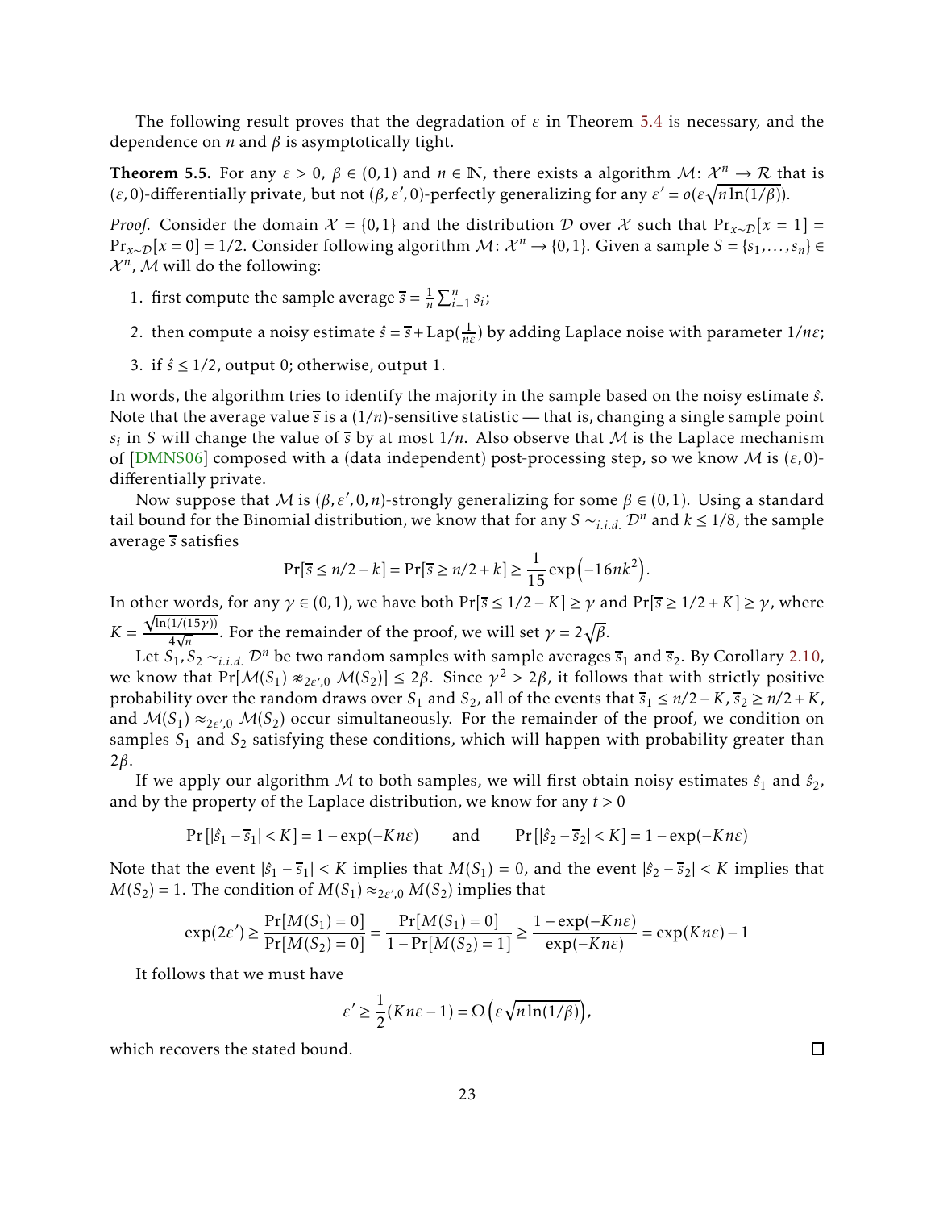The following result proves that the degradation of $\varepsilon$ in Theorem 5.4 is necessary, and the dependence on $n$ and $\beta$ is asymptotically tight.

**Theorem 5.5.** For any $\varepsilon > 0$, $\beta \in (0,1)$ and $n \in \mathbb{N}$, there exists a algorithm $\mathcal{M}\colon \mathcal{X}^n \to \mathcal{R}$ that is $(\varepsilon, 0)$-differentially private, but not $(\beta, \varepsilon', 0)$-perfectly generalizing for any $\varepsilon' = o(\varepsilon\sqrt{n \ln(1/\beta)})$.

*Proof.* Consider the domain $\mathcal{X} = \{0,1\}$ and the distribution $\mathcal{D}$ over $\mathcal{X}$ such that $\Pr_{x\sim\mathcal{D}}[x = 1] = \Pr_{x\sim\mathcal{D}}[x = 0] = 1/2$. Consider following algorithm $\mathcal{M}\colon \mathcal{X}^n \to \{0,1\}$. Given a sample $S = \{s_1, \ldots, s_n\} \in \mathcal{X}^n$, $\mathcal{M}$ will do the following:

1. first compute the sample average $\overline{s} = \frac{1}{n}\sum_{i=1}^n s_i$;
2. then compute a noisy estimate $\hat{s} = \overline{s} + \mathrm{Lap}(\frac{1}{n\varepsilon})$ by adding Laplace noise with parameter $1/n\varepsilon$;
3. if $\hat{s} \le 1/2$, output 0; otherwise, output 1.

In words, the algorithm tries to identify the majority in the sample based on the noisy estimate $\hat{s}$. Note that the average value $\overline{s}$ is a $(1/n)$-sensitive statistic — that is, changing a single sample point $s_i$ in $S$ will change the value of $\overline{s}$ by at most $1/n$. Also observe that $\mathcal{M}$ is the Laplace mechanism of [DMNS06] composed with a (data independent) post-processing step, so we know $\mathcal{M}$ is $(\varepsilon, 0)$-differentially private.

Now suppose that $\mathcal{M}$ is $(\beta, \varepsilon', 0, n)$-strongly generalizing for some $\beta \in (0,1)$. Using a standard tail bound for the Binomial distribution, we know that for any $S \sim_{i.i.d.} \mathcal{D}^n$ and $k \le 1/8$, the sample average $\overline{s}$ satisfies

$$\Pr[\overline{s} \le n/2 - k] = \Pr[\overline{s} \ge n/2 + k] \ge \frac{1}{15}\exp\left(-16nk^2\right).$$

In other words, for any $\gamma \in (0,1)$, we have both $\Pr[\overline{s} \le 1/2 - K] \ge \gamma$ and $\Pr[\overline{s} \ge 1/2 + K] \ge \gamma$, where $K = \frac{\sqrt{\ln(1/(15\gamma))}}{4\sqrt{n}}$. For the remainder of the proof, we will set $\gamma = 2\sqrt{\beta}$.

Let $S_1, S_2 \sim_{i.i.d.} \mathcal{D}^n$ be two random samples with sample averages $\overline{s}_1$ and $\overline{s}_2$. By Corollary 2.10, we know that $\Pr[\mathcal{M}(S_1) \not\approx_{2\varepsilon',0} \mathcal{M}(S_2)] \le 2\beta$. Since $\gamma^2 > 2\beta$, it follows that with strictly positive probability over the random draws over $S_1$ and $S_2$, all of the events that $\overline{s}_1 \le n/2 - K$, $\overline{s}_2 \ge n/2 + K$, and $\mathcal{M}(S_1) \approx_{2\varepsilon',0} \mathcal{M}(S_2)$ occur simultaneously. For the remainder of the proof, we condition on samples $S_1$ and $S_2$ satisfying these conditions, which will happen with probability greater than $2\beta$.

If we apply our algorithm $\mathcal{M}$ to both samples, we will first obtain noisy estimates $\hat{s}_1$ and $\hat{s}_2$, and by the property of the Laplace distribution, we know for any $t > 0$

$$\Pr\left[|\hat{s}_1 - \overline{s}_1| < K\right] = 1 - \exp(-Kn\varepsilon) \qquad \text{and} \qquad \Pr\left[|\hat{s}_2 - \overline{s}_2| < K\right] = 1 - \exp(-Kn\varepsilon)$$

Note that the event $|\hat{s}_1 - \overline{s}_1| < K$ implies that $M(S_1) = 0$, and the event $|\hat{s}_2 - \overline{s}_2| < K$ implies that $M(S_2) = 1$. The condition of $M(S_1) \approx_{2\varepsilon',0} M(S_2)$ implies that

$$\exp(2\varepsilon') \ge \frac{\Pr[M(S_1) = 0]}{\Pr[M(S_2) = 0]} = \frac{\Pr[M(S_1) = 0]}{1 - \Pr[M(S_2) = 1]} \ge \frac{1 - \exp(-Kn\varepsilon)}{\exp(-Kn\varepsilon)} = \exp(Kn\varepsilon) - 1$$

It follows that we must have

$$\varepsilon' \ge \frac{1}{2}(Kn\varepsilon - 1) = \Omega\left(\varepsilon\sqrt{n \ln(1/\beta)}\right),$$

which recovers the stated bound. $\square$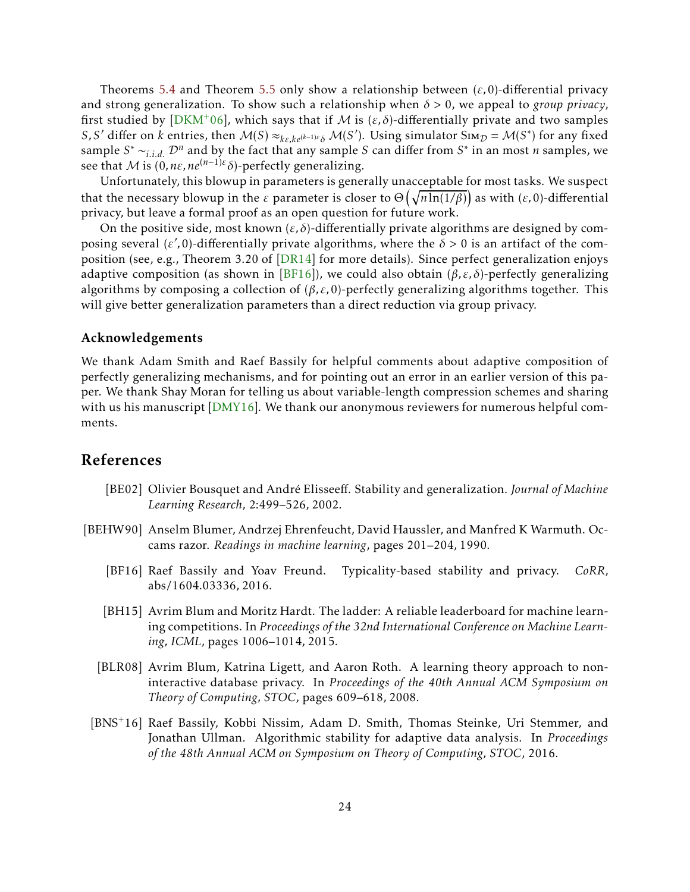Theorems 5.4 and Theorem 5.5 only show a relationship between $(\varepsilon, 0)$-differential privacy and strong generalization. To show such a relationship when $\delta > 0$, we appeal to *group privacy*, first studied by [DKM+06], which says that if $\mathcal{M}$ is $(\varepsilon, \delta)$-differentially private and two samples $S, S'$ differ on $k$ entries, then $\mathcal{M}(S) \approx_{k\varepsilon, ke^{(k-1)\varepsilon}\delta} \mathcal{M}(S')$. Using simulator $\textsc{Sim}_{\mathcal{D}} = \mathcal{M}(S^*)$ for any fixed sample $S^* \sim_{i.i.d.} \mathcal{D}^n$ and by the fact that any sample $S$ can differ from $S^*$ in an most $n$ samples, we see that $\mathcal{M}$ is $(0, n\varepsilon, ne^{(n-1)\varepsilon}\delta)$-perfectly generalizing.

Unfortunately, this blowup in parameters is generally unacceptable for most tasks. We suspect that the necessary blowup in the $\varepsilon$ parameter is closer to $\Theta\left(\sqrt{n \ln(1/\beta)}\right)$ as with $(\varepsilon, 0)$-differential privacy, but leave a formal proof as an open question for future work.

On the positive side, most known $(\varepsilon, \delta)$-differentially private algorithms are designed by composing several $(\varepsilon', 0)$-differentially private algorithms, where the $\delta > 0$ is an artifact of the composition (see, e.g., Theorem 3.20 of [DR14] for more details). Since perfect generalization enjoys adaptive composition (as shown in [BF16]), we could also obtain $(\beta, \varepsilon, \delta)$-perfectly generalizing algorithms by composing a collection of $(\beta, \varepsilon, 0)$-perfectly generalizing algorithms together. This will give better generalization parameters than a direct reduction via group privacy.

### Acknowledgements

We thank Adam Smith and Raef Bassily for helpful comments about adaptive composition of perfectly generalizing mechanisms, and for pointing out an error in an earlier version of this paper. We thank Shay Moran for telling us about variable-length compression schemes and sharing with us his manuscript [DMY16]. We thank our anonymous reviewers for numerous helpful comments.

## References

[BE02] Olivier Bousquet and André Elisseeff. Stability and generalization. *Journal of Machine Learning Research*, 2:499–526, 2002.

[BEHW90] Anselm Blumer, Andrzej Ehrenfeucht, David Haussler, and Manfred K Warmuth. Occams razor. *Readings in machine learning*, pages 201–204, 1990.

[BF16] Raef Bassily and Yoav Freund. Typicality-based stability and privacy. *CoRR*, abs/1604.03336, 2016.

[BH15] Avrim Blum and Moritz Hardt. The ladder: A reliable leaderboard for machine learning competitions. In *Proceedings of the 32nd International Conference on Machine Learning, ICML*, pages 1006–1014, 2015.

[BLR08] Avrim Blum, Katrina Ligett, and Aaron Roth. A learning theory approach to non-interactive database privacy. In *Proceedings of the 40th Annual ACM Symposium on Theory of Computing, STOC*, pages 609–618, 2008.

[BNS+16] Raef Bassily, Kobbi Nissim, Adam D. Smith, Thomas Steinke, Uri Stemmer, and Jonathan Ullman. Algorithmic stability for adaptive data analysis. In *Proceedings of the 48th Annual ACM on Symposium on Theory of Computing, STOC*, 2016.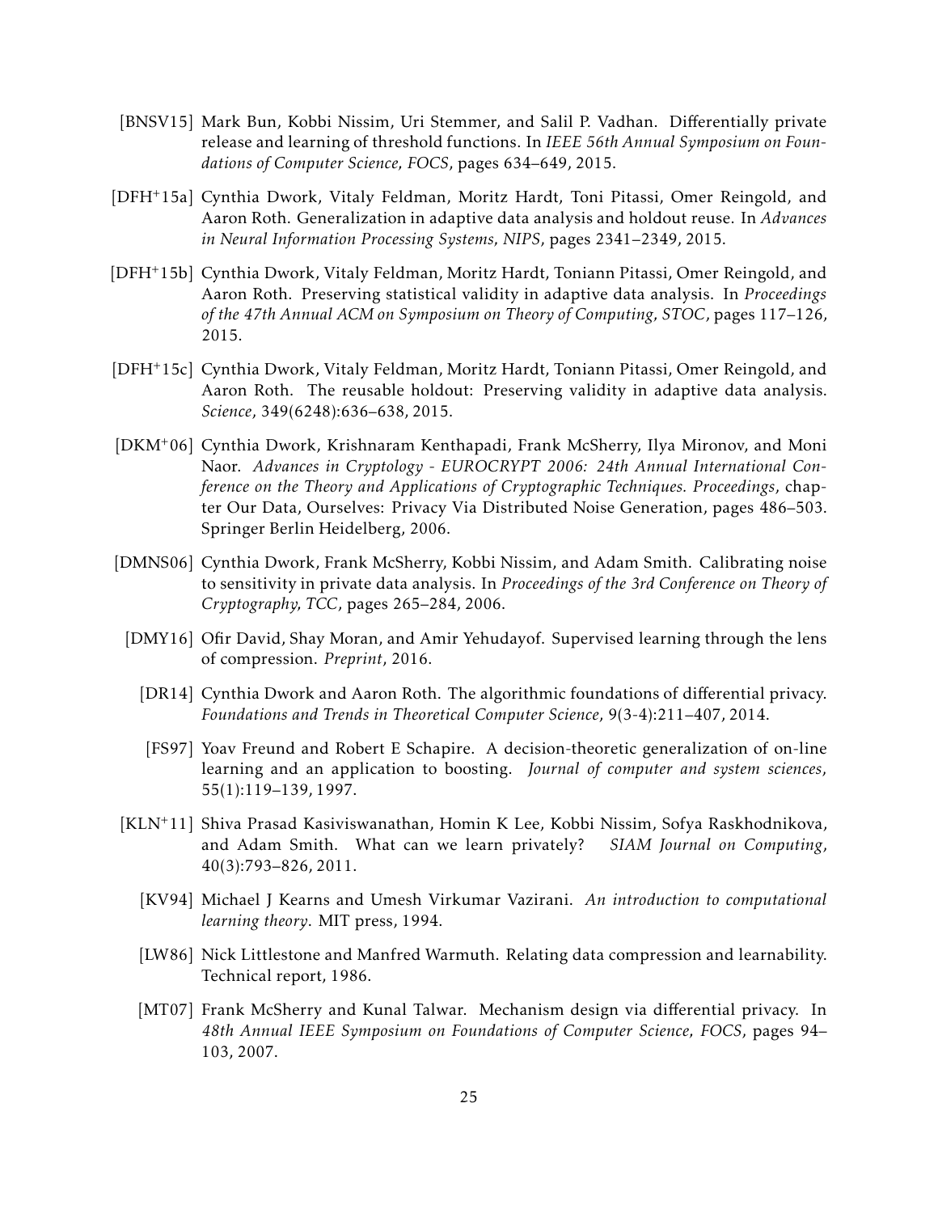[BNSV15] Mark Bun, Kobbi Nissim, Uri Stemmer, and Salil P. Vadhan. Differentially private release and learning of threshold functions. In *IEEE 56th Annual Symposium on Foundations of Computer Science, FOCS*, pages 634–649, 2015.

[DFH+15a] Cynthia Dwork, Vitaly Feldman, Moritz Hardt, Toni Pitassi, Omer Reingold, and Aaron Roth. Generalization in adaptive data analysis and holdout reuse. In *Advances in Neural Information Processing Systems, NIPS*, pages 2341–2349, 2015.

[DFH+15b] Cynthia Dwork, Vitaly Feldman, Moritz Hardt, Toniann Pitassi, Omer Reingold, and Aaron Roth. Preserving statistical validity in adaptive data analysis. In *Proceedings of the 47th Annual ACM on Symposium on Theory of Computing, STOC*, pages 117–126, 2015.

[DFH+15c] Cynthia Dwork, Vitaly Feldman, Moritz Hardt, Toniann Pitassi, Omer Reingold, and Aaron Roth. The reusable holdout: Preserving validity in adaptive data analysis. *Science*, 349(6248):636–638, 2015.

[DKM+06] Cynthia Dwork, Krishnaram Kenthapadi, Frank McSherry, Ilya Mironov, and Moni Naor. *Advances in Cryptology - EUROCRYPT 2006: 24th Annual International Conference on the Theory and Applications of Cryptographic Techniques. Proceedings*, chapter Our Data, Ourselves: Privacy Via Distributed Noise Generation, pages 486–503. Springer Berlin Heidelberg, 2006.

[DMNS06] Cynthia Dwork, Frank McSherry, Kobbi Nissim, and Adam Smith. Calibrating noise to sensitivity in private data analysis. In *Proceedings of the 3rd Conference on Theory of Cryptography, TCC*, pages 265–284, 2006.

[DMY16] Ofir David, Shay Moran, and Amir Yehudayof. Supervised learning through the lens of compression. *Preprint*, 2016.

[DR14] Cynthia Dwork and Aaron Roth. The algorithmic foundations of differential privacy. *Foundations and Trends in Theoretical Computer Science*, 9(3-4):211–407, 2014.

[FS97] Yoav Freund and Robert E Schapire. A decision-theoretic generalization of on-line learning and an application to boosting. *Journal of computer and system sciences*, 55(1):119–139, 1997.

[KLN+11] Shiva Prasad Kasiviswanathan, Homin K Lee, Kobbi Nissim, Sofya Raskhodnikova, and Adam Smith. What can we learn privately? *SIAM Journal on Computing*, 40(3):793–826, 2011.

[KV94] Michael J Kearns and Umesh Virkumar Vazirani. *An introduction to computational learning theory*. MIT press, 1994.

[LW86] Nick Littlestone and Manfred Warmuth. Relating data compression and learnability. Technical report, 1986.

[MT07] Frank McSherry and Kunal Talwar. Mechanism design via differential privacy. In *48th Annual IEEE Symposium on Foundations of Computer Science, FOCS*, pages 94–103, 2007.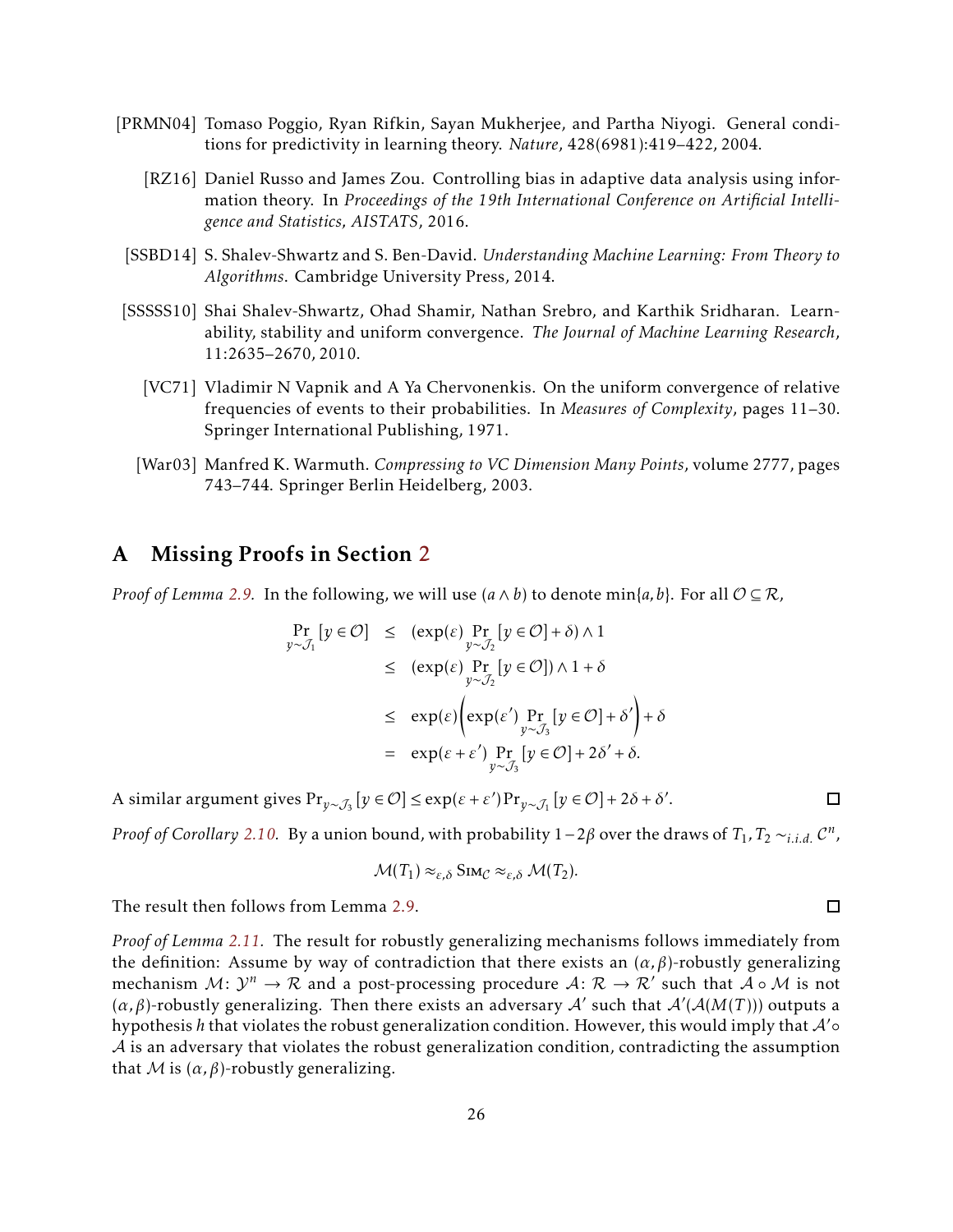[PRMN04] Tomaso Poggio, Ryan Rifkin, Sayan Mukherjee, and Partha Niyogi. General conditions for predictivity in learning theory. *Nature*, 428(6981):419–422, 2004.

[RZ16] Daniel Russo and James Zou. Controlling bias in adaptive data analysis using information theory. In *Proceedings of the 19th International Conference on Artificial Intelligence and Statistics, AISTATS*, 2016.

[SSBD14] S. Shalev-Shwartz and S. Ben-David. *Understanding Machine Learning: From Theory to Algorithms*. Cambridge University Press, 2014.

[SSSSS10] Shai Shalev-Shwartz, Ohad Shamir, Nathan Srebro, and Karthik Sridharan. Learnability, stability and uniform convergence. *The Journal of Machine Learning Research*, 11:2635–2670, 2010.

[VC71] Vladimir N Vapnik and A Ya Chervonenkis. On the uniform convergence of relative frequencies of events to their probabilities. In *Measures of Complexity*, pages 11–30. Springer International Publishing, 1971.

[War03] Manfred K. Warmuth. *Compressing to VC Dimension Many Points*, volume 2777, pages 743–744. Springer Berlin Heidelberg, 2003.

# A Missing Proofs in Section 2

*Proof of Lemma 2.9.* In the following, we will use $(a \wedge b)$ to denote $\min\{a,b\}$. For all $\mathcal{O} \subseteq \mathcal{R}$,

$$
\begin{aligned}
\Pr_{y\sim\mathcal{J}_1}[y \in \mathcal{O}] &\leq (\exp(\varepsilon)\Pr_{y\sim\mathcal{J}_2}[y \in \mathcal{O}] + \delta) \wedge 1 \\
&\leq (\exp(\varepsilon)\Pr_{y\sim\mathcal{J}_2}[y \in \mathcal{O}]) \wedge 1 + \delta \\
&\leq \exp(\varepsilon)\left(\exp(\varepsilon')\Pr_{y\sim\mathcal{J}_3}[y \in \mathcal{O}] + \delta'\right) + \delta \\
&= \exp(\varepsilon+\varepsilon')\Pr_{y\sim\mathcal{J}_3}[y \in \mathcal{O}] + 2\delta' + \delta.
\end{aligned}
$$

A similar argument gives $\Pr_{y\sim\mathcal{J}_3}[y \in \mathcal{O}] \leq \exp(\varepsilon+\varepsilon')\Pr_{y\sim\mathcal{J}_1}[y \in \mathcal{O}] + 2\delta + \delta'$. □

*Proof of Corollary 2.10.* By a union bound, with probability $1-2\beta$ over the draws of $T_1, T_2 \sim_{i.i.d.} \mathcal{C}^n$,

$$
\mathcal{M}(T_1) \approx_{\varepsilon,\delta} \textsc{Sim}_{\mathcal{C}} \approx_{\varepsilon,\delta} \mathcal{M}(T_2).
$$

The result then follows from Lemma 2.9. □

*Proof of Lemma 2.11.* The result for robustly generalizing mechanisms follows immediately from the definition: Assume by way of contradiction that there exists an $(\alpha,\beta)$-robustly generalizing mechanism $\mathcal{M}\colon \mathcal{Y}^n \to \mathcal{R}$ and a post-processing procedure $\mathcal{A}\colon \mathcal{R} \to \mathcal{R}'$ such that $\mathcal{A} \circ \mathcal{M}$ is not $(\alpha,\beta)$-robustly generalizing. Then there exists an adversary $\mathcal{A}'$ such that $\mathcal{A}'(\mathcal{A}(M(T)))$ outputs a hypothesis $h$ that violates the robust generalization condition. However, this would imply that $\mathcal{A}' \circ \mathcal{A}$ is an adversary that violates the robust generalization condition, contradicting the assumption that $\mathcal{M}$ is $(\alpha,\beta)$-robustly generalizing.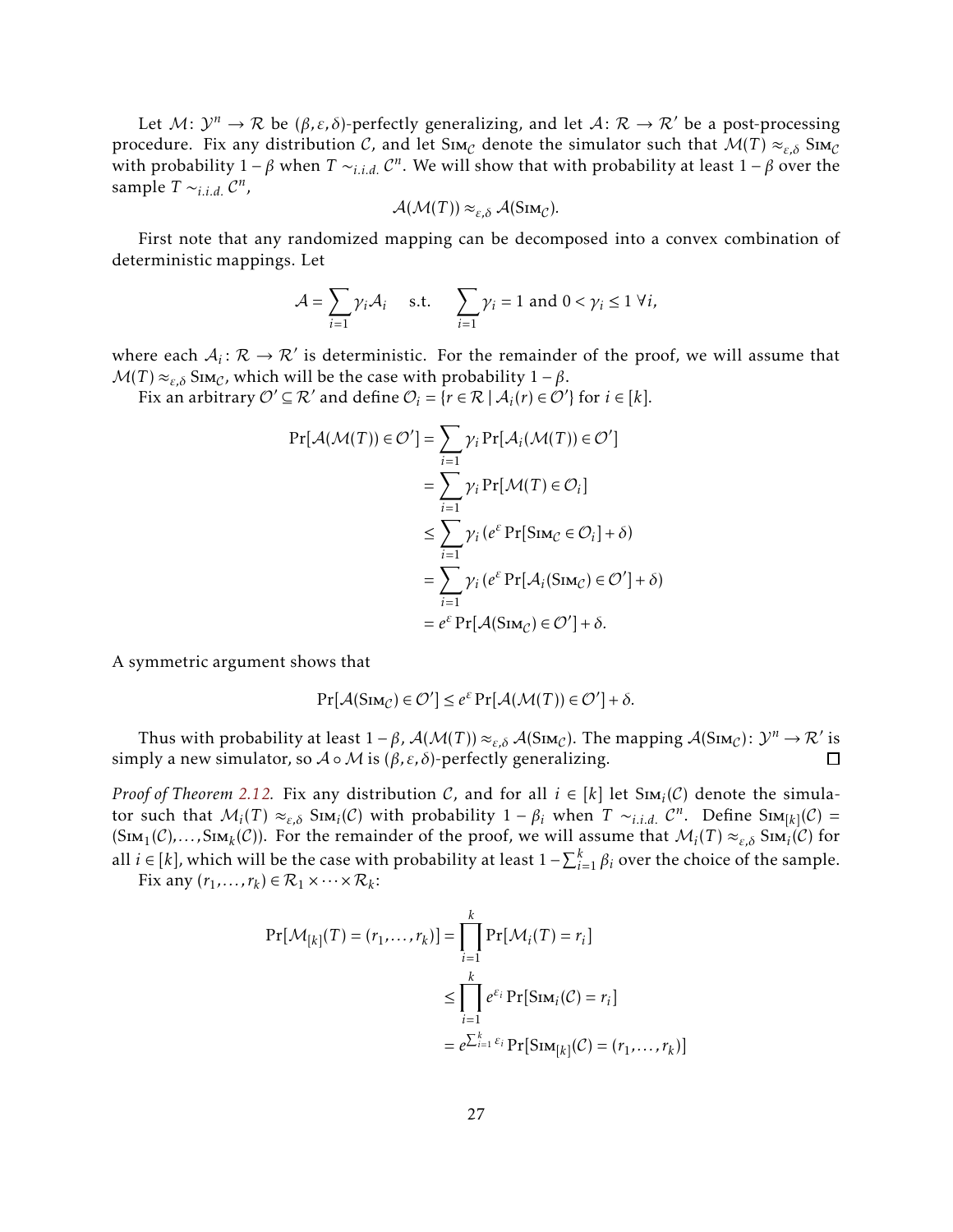Let $\mathcal{M}\colon \mathcal{Y}^n \to \mathcal{R}$ be $(\beta, \varepsilon, \delta)$-perfectly generalizing, and let $\mathcal{A}\colon \mathcal{R} \to \mathcal{R}'$ be a post-processing procedure. Fix any distribution $\mathcal{C}$, and let $\textsc{Sim}_{\mathcal{C}}$ denote the simulator such that $\mathcal{M}(T) \approx_{\varepsilon,\delta} \textsc{Sim}_{\mathcal{C}}$ with probability $1-\beta$ when $T \sim_{i.i.d.} \mathcal{C}^n$. We will show that with probability at least $1-\beta$ over the sample $T \sim_{i.i.d.} \mathcal{C}^n$,

$$\mathcal{A}(\mathcal{M}(T)) \approx_{\varepsilon,\delta} \mathcal{A}(\textsc{Sim}_{\mathcal{C}}).$$

First note that any randomized mapping can be decomposed into a convex combination of deterministic mappings. Let

$$\mathcal{A} = \sum_{i=1} \gamma_i \mathcal{A}_i \quad \text{s.t.} \quad \sum_{i=1} \gamma_i = 1 \text{ and } 0 < \gamma_i \leq 1 \ \forall i,$$

where each $\mathcal{A}_i\colon \mathcal{R} \to \mathcal{R}'$ is deterministic. For the remainder of the proof, we will assume that $\mathcal{M}(T) \approx_{\varepsilon,\delta} \textsc{Sim}_{\mathcal{C}}$, which will be the case with probability $1-\beta$.

Fix an arbitrary $\mathcal{O}' \subseteq \mathcal{R}'$ and define $\mathcal{O}_i = \{r \in \mathcal{R} \mid \mathcal{A}_i(r) \in \mathcal{O}'\}$ for $i \in [k]$.

$$\begin{aligned}
\Pr[\mathcal{A}(\mathcal{M}(T)) \in \mathcal{O}'] &= \sum_{i=1} \gamma_i \Pr[\mathcal{A}_i(\mathcal{M}(T)) \in \mathcal{O}'] \\
&= \sum_{i=1} \gamma_i \Pr[\mathcal{M}(T) \in \mathcal{O}_i] \\
&\leq \sum_{i=1} \gamma_i \left(e^{\varepsilon} \Pr[\textsc{Sim}_{\mathcal{C}} \in \mathcal{O}_i] + \delta\right) \\
&= \sum_{i=1} \gamma_i \left(e^{\varepsilon} \Pr[\mathcal{A}_i(\textsc{Sim}_{\mathcal{C}}) \in \mathcal{O}'] + \delta\right) \\
&= e^{\varepsilon} \Pr[\mathcal{A}(\textsc{Sim}_{\mathcal{C}}) \in \mathcal{O}'] + \delta.
\end{aligned}$$

A symmetric argument shows that

$$\Pr[\mathcal{A}(\textsc{Sim}_{\mathcal{C}}) \in \mathcal{O}'] \leq e^{\varepsilon} \Pr[\mathcal{A}(\mathcal{M}(T)) \in \mathcal{O}'] + \delta.$$

Thus with probability at least $1-\beta$, $\mathcal{A}(\mathcal{M}(T)) \approx_{\varepsilon,\delta} \mathcal{A}(\textsc{Sim}_{\mathcal{C}})$. The mapping $\mathcal{A}(\textsc{Sim}_{\mathcal{C}})\colon \mathcal{Y}^n \to \mathcal{R}'$ is simply a new simulator, so $\mathcal{A} \circ \mathcal{M}$ is $(\beta, \varepsilon, \delta)$-perfectly generalizing. $\square$

*Proof of Theorem 2.12.* Fix any distribution $\mathcal{C}$, and for all $i \in [k]$ let $\textsc{Sim}_i(\mathcal{C})$ denote the simulator such that $\mathcal{M}_i(T) \approx_{\varepsilon,\delta} \textsc{Sim}_i(\mathcal{C})$ with probability $1-\beta_i$ when $T \sim_{i.i.d.} \mathcal{C}^n$. Define $\textsc{Sim}_{[k]}(\mathcal{C}) = (\textsc{Sim}_1(\mathcal{C}), \ldots, \textsc{Sim}_k(\mathcal{C}))$. For the remainder of the proof, we will assume that $\mathcal{M}_i(T) \approx_{\varepsilon,\delta} \textsc{Sim}_i(\mathcal{C})$ for all $i \in [k]$, which will be the case with probability at least $1 - \sum_{i=1}^{k} \beta_i$ over the choice of the sample.

Fix any $(r_1, \ldots, r_k) \in \mathcal{R}_1 \times \cdots \times \mathcal{R}_k$:

$$\begin{aligned}
\Pr[\mathcal{M}_{[k]}(T) = (r_1, \ldots, r_k)] &= \prod_{i=1}^{k} \Pr[\mathcal{M}_i(T) = r_i] \\
&\leq \prod_{i=1}^{k} e^{\varepsilon_i} \Pr[\textsc{Sim}_i(\mathcal{C}) = r_i] \\
&= e^{\sum_{i=1}^{k} \varepsilon_i} \Pr[\textsc{Sim}_{[k]}(\mathcal{C}) = (r_1, \ldots, r_k)]
\end{aligned}$$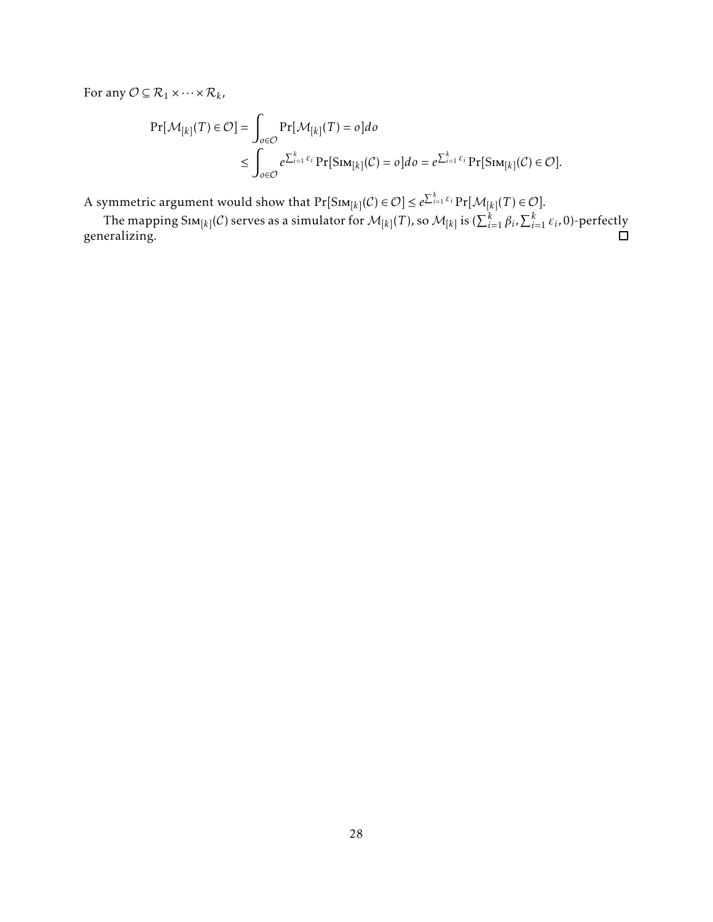For any $\mathcal{O} \subseteq \mathcal{R}_1 \times \cdots \times \mathcal{R}_k$,

$$
\begin{aligned}
\Pr[\mathcal{M}_{[k]}(T) \in \mathcal{O}] &= \int_{o \in \mathcal{O}} \Pr[\mathcal{M}_{[k]}(T) = o] do \\
&\leq \int_{o \in \mathcal{O}} e^{\sum_{i=1}^{k} \varepsilon_i} \Pr[\textsc{Sim}_{[k]}(\mathcal{C}) = o] do = e^{\sum_{i=1}^{k} \varepsilon_i} \Pr[\textsc{Sim}_{[k]}(\mathcal{C}) \in \mathcal{O}].
\end{aligned}
$$

A symmetric argument would show that $\Pr[\textsc{Sim}_{[k]}(\mathcal{C}) \in \mathcal{O}] \leq e^{\sum_{i=1}^{k} \varepsilon_i} \Pr[\mathcal{M}_{[k]}(T) \in \mathcal{O}]$.

The mapping $\textsc{Sim}_{[k]}(\mathcal{C})$ serves as a simulator for $\mathcal{M}_{[k]}(T)$, so $\mathcal{M}_{[k]}$ is $(\sum_{i=1}^{k} \beta_i, \sum_{i=1}^{k} \varepsilon_i, 0)$-perfectly generalizing. □